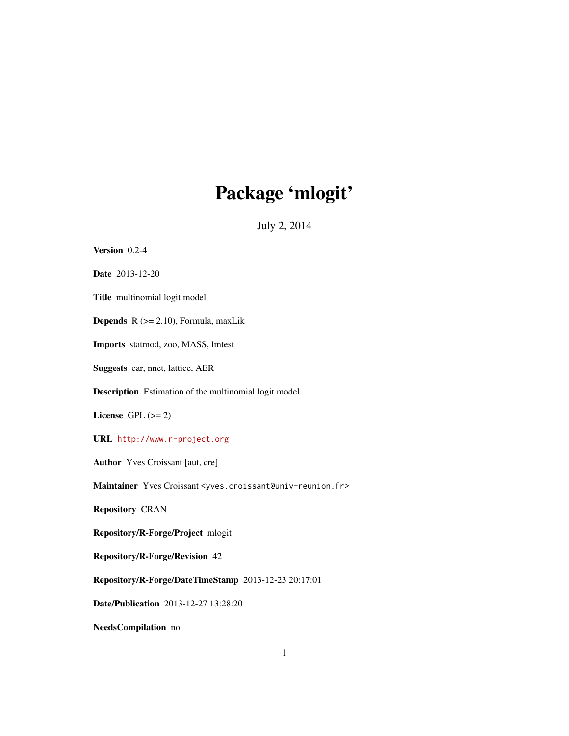# Package 'mlogit'

July 2, 2014

**Version** 0.2-4

**Date** 2013-12-20

**Title** multinomial logit model

**Depends** R (>= 2.10), Formula, maxLik

**Imports** statmod, zoo, MASS, lmtest

**Suggests** car, nnet, lattice, AER

**Description** Estimation of the multinomial logit model

**License** GPL (>= 2)

**URL** http://www.r-project.org

**Author** Yves Croissant [aut, cre]

**Maintainer** Yves Croissant <yves.croissant@univ-reunion.fr>

**Repository** CRAN

**Repository/R-Forge/Project** mlogit

**Repository/R-Forge/Revision** 42

**Repository/R-Forge/DateTimeStamp** 2013-12-23 20:17:01

**Date/Publication** 2013-12-27 13:28:20

**NeedsCompilation** no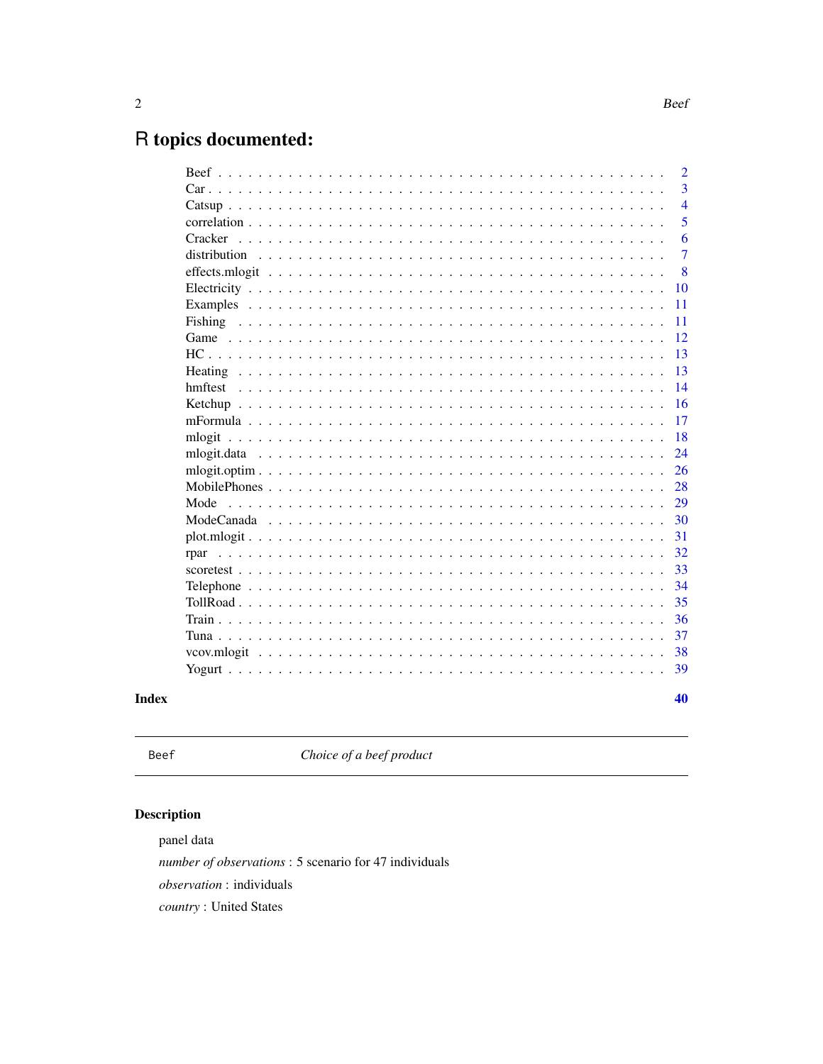# R topics documented:

| | |
|---|---|
| Beef | 2 |
| Car | 3 |
| Catsup | 4 |
| correlation | 5 |
| Cracker | 6 |
| distribution | 7 |
| effects.mlogit | 8 |
| Electricity | 10 |
| Examples | 11 |
| Fishing | 11 |
| Game | 12 |
| HC | 13 |
| Heating | 13 |
| hmftest | 14 |
| Ketchup | 16 |
| mFormula | 17 |
| mlogit | 18 |
| mlogit.data | 24 |
| mlogit.optim | 26 |
| MobilePhones | 28 |
| Mode | 29 |
| ModeCanada | 30 |
| plot.mlogit | 31 |
| rpar | 32 |
| scoretest | 33 |
| Telephone | 34 |
| TollRoad | 35 |
| Train | 36 |
| Tuna | 37 |
| vcov.mlogit | 38 |
| Yogurt | 39 |

**Index** **40**

---

`Beef` *Choice of a beef product*

---

## Description

panel data

*number of observations* : 5 scenario for 47 individuals

*observation* : individuals

*country* : United States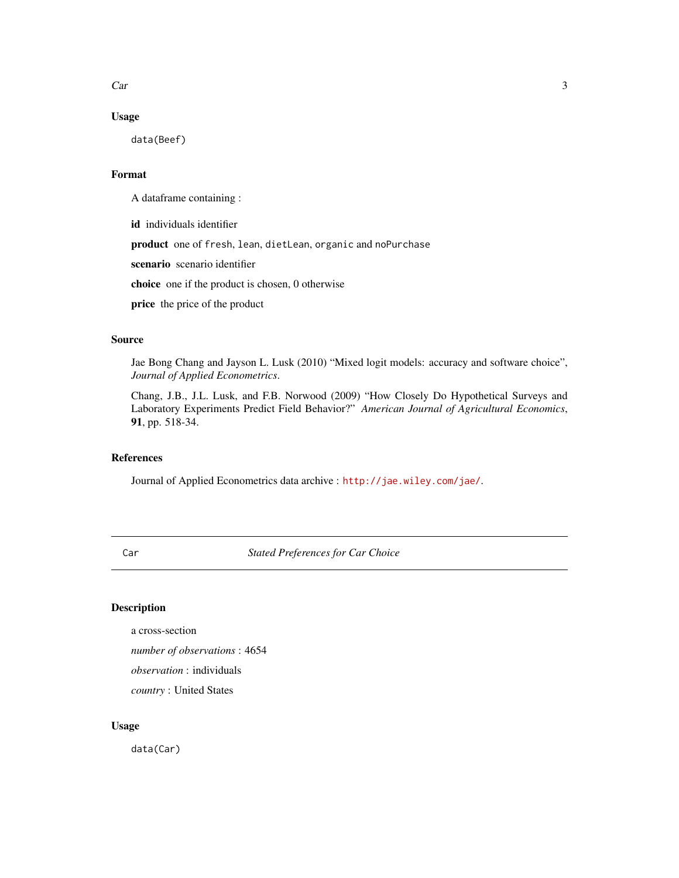## Usage

```
data(Beef)
```

## Format

A dataframe containing :

**id** individuals identifier

**product** one of `fresh`, `lean`, `dietLean`, `organic` and `noPurchase`

**scenario** scenario identifier

**choice** one if the product is chosen, 0 otherwise

**price** the price of the product

## Source

Jae Bong Chang and Jayson L. Lusk (2010) "Mixed logit models: accuracy and software choice", *Journal of Applied Econometrics*.

Chang, J.B., J.L. Lusk, and F.B. Norwood (2009) "How Closely Do Hypothetical Surveys and Laboratory Experiments Predict Field Behavior?" *American Journal of Agricultural Economics*, **91**, pp. 518-34.

## References

Journal of Applied Econometrics data archive : http://jae.wiley.com/jae/.

---

`Car` *Stated Preferences for Car Choice*

---

## Description

a cross-section

*number of observations* : 4654

*observation* : individuals

*country* : United States

## Usage

```
data(Car)
```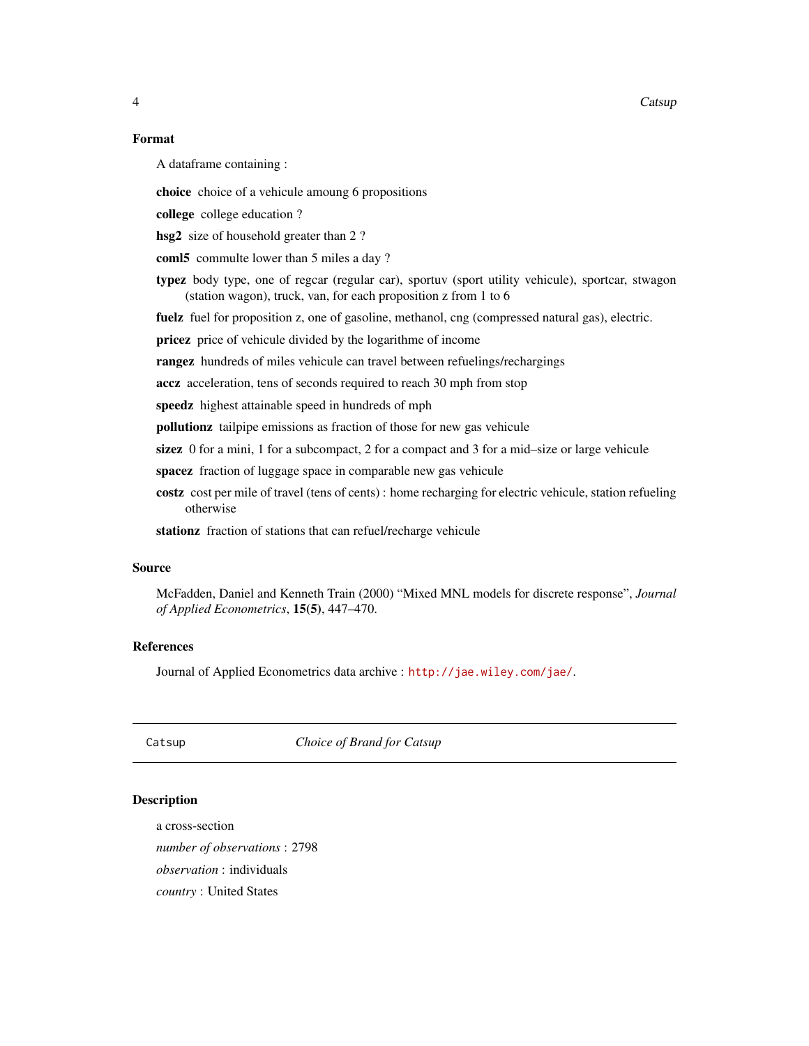### Format

A dataframe containing :

**choice** choice of a vehicule amoung 6 propositions

**college** college education ?

**hsg2** size of household greater than 2 ?

**coml5** commulte lower than 5 miles a day ?

**typez** body type, one of regcar (regular car), sportuv (sport utility vehicule), sportcar, stwagon (station wagon), truck, van, for each proposition z from 1 to 6

**fuelz** fuel for proposition z, one of gasoline, methanol, cng (compressed natural gas), electric.

**pricez** price of vehicule divided by the logarithme of income

**rangez** hundreds of miles vehicule can travel between refuelings/rechargings

**accz** acceleration, tens of seconds required to reach 30 mph from stop

**speedz** highest attainable speed in hundreds of mph

**pollutionz** tailpipe emissions as fraction of those for new gas vehicule

**sizez** 0 for a mini, 1 for a subcompact, 2 for a compact and 3 for a mid–size or large vehicule

**spacez** fraction of luggage space in comparable new gas vehicule

**costz** cost per mile of travel (tens of cents) : home recharging for electric vehicule, station refueling otherwise

**stationz** fraction of stations that can refuel/recharge vehicule

### Source

McFadden, Daniel and Kenneth Train (2000) "Mixed MNL models for discrete response", *Journal of Applied Econometrics*, **15(5)**, 447–470.

### References

Journal of Applied Econometrics data archive : http://jae.wiley.com/jae/.

---

## Catsup — *Choice of Brand for Catsup*

### Description

a cross-section

*number of observations* : 2798

*observation* : individuals

*country* : United States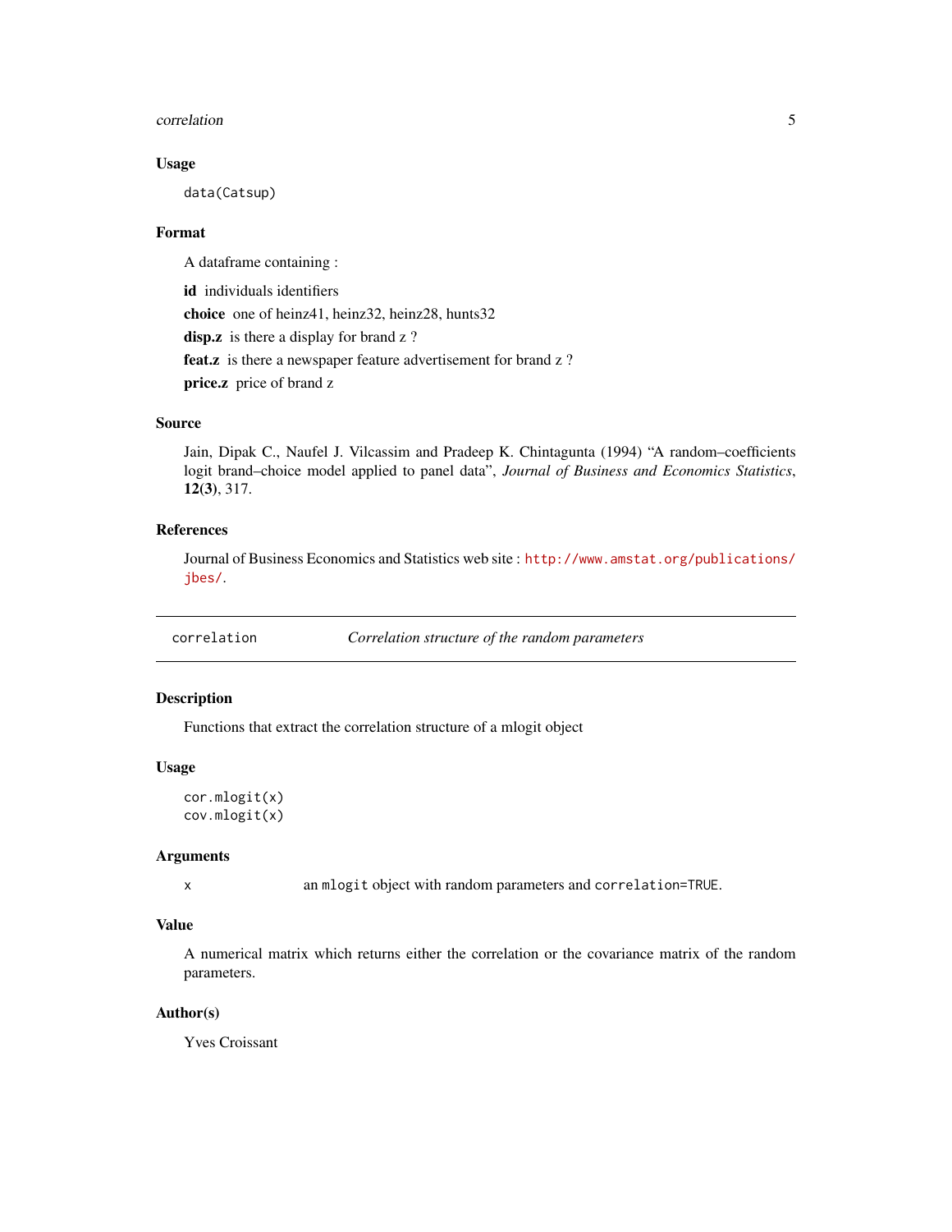### Usage

```
data(Catsup)
```

### Format

A dataframe containing :

**id** individuals identifiers

**choice** one of heinz41, heinz32, heinz28, hunts32

**disp.z** is there a display for brand z ?

**feat.z** is there a newspaper feature advertisement for brand z ?

**price.z** price of brand z

### Source

Jain, Dipak C., Naufel J. Vilcassim and Pradeep K. Chintagunta (1994) "A random–coefficients logit brand–choice model applied to panel data", *Journal of Business and Economics Statistics*, **12(3)**, 317.

### References

Journal of Business Economics and Statistics web site : http://www.amstat.org/publications/jbes/.

---

## correlation — *Correlation structure of the random parameters*

---

### Description

Functions that extract the correlation structure of a mlogit object

### Usage

```
cor.mlogit(x)
cov.mlogit(x)
```

### Arguments

| | |
|---|---|
| x | an `mlogit` object with random parameters and `correlation=TRUE`. |

### Value

A numerical matrix which returns either the correlation or the covariance matrix of the random parameters.

### Author(s)

Yves Croissant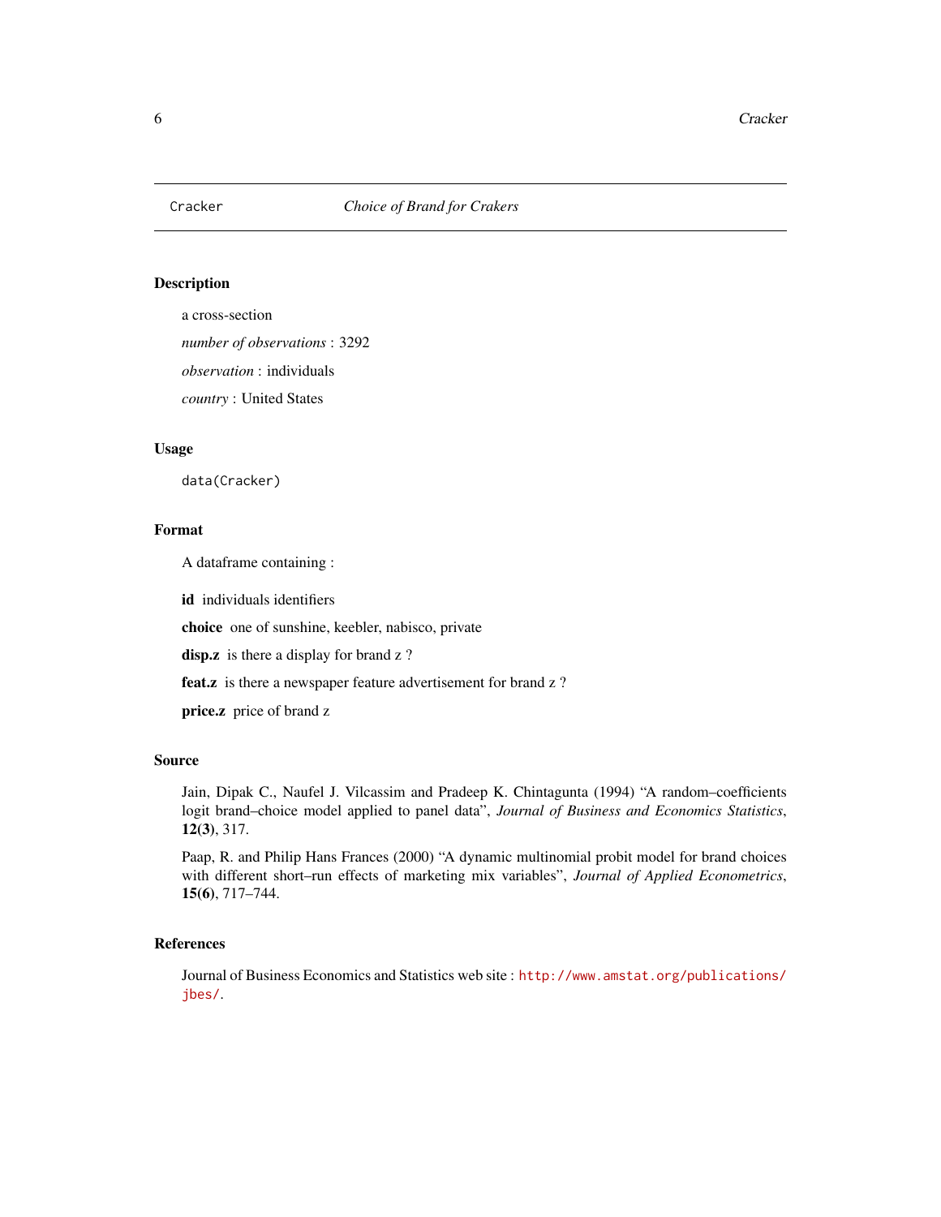Cracker *Choice of Brand for Crakers*

## Description

a cross-section

*number of observations* : 3292

*observation* : individuals

*country* : United States

## Usage

```
data(Cracker)
```

## Format

A dataframe containing :

**id** individuals identifiers

**choice** one of sunshine, keebler, nabisco, private

**disp.z** is there a display for brand z ?

**feat.z** is there a newspaper feature advertisement for brand z ?

**price.z** price of brand z

## Source

Jain, Dipak C., Naufel J. Vilcassim and Pradeep K. Chintagunta (1994) "A random–coefficients logit brand–choice model applied to panel data", *Journal of Business and Economics Statistics*, **12(3)**, 317.

Paap, R. and Philip Hans Frances (2000) "A dynamic multinomial probit model for brand choices with different short–run effects of marketing mix variables", *Journal of Applied Econometrics*, **15(6)**, 717–744.

## References

Journal of Business Economics and Statistics web site : http://www.amstat.org/publications/jbes/.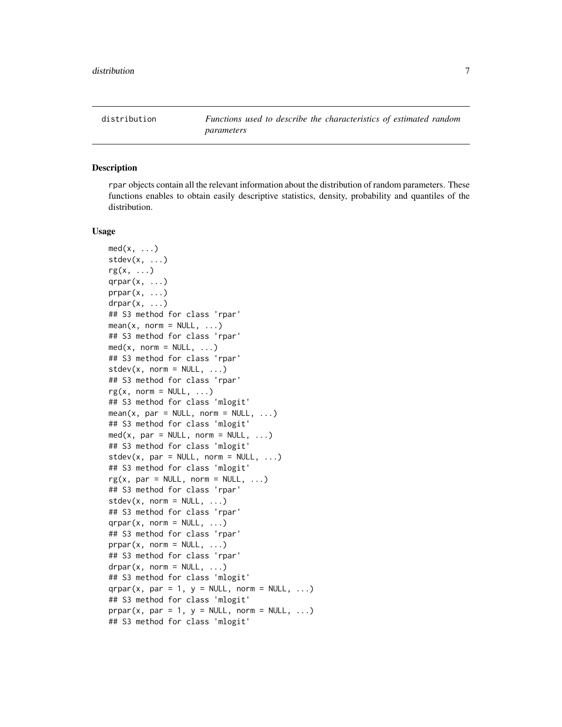# distribution

*Functions used to describe the characteristics of estimated random parameters*

## Description

rpar objects contain all the relevant information about the distribution of random parameters. These functions enables to obtain easily descriptive statistics, density, probability and quantiles of the distribution.

## Usage

```
med(x, ...)
stdev(x, ...)
rg(x, ...)
qrpar(x, ...)
prpar(x, ...)
drpar(x, ...)
## S3 method for class 'rpar'
mean(x, norm = NULL, ...)
## S3 method for class 'rpar'
med(x, norm = NULL, ...)
## S3 method for class 'rpar'
stdev(x, norm = NULL, ...)
## S3 method for class 'rpar'
rg(x, norm = NULL, ...)
## S3 method for class 'mlogit'
mean(x, par = NULL, norm = NULL, ...)
## S3 method for class 'mlogit'
med(x, par = NULL, norm = NULL, ...)
## S3 method for class 'mlogit'
stdev(x, par = NULL, norm = NULL, ...)
## S3 method for class 'mlogit'
rg(x, par = NULL, norm = NULL, ...)
## S3 method for class 'rpar'
stdev(x, norm = NULL, ...)
## S3 method for class 'rpar'
qrpar(x, norm = NULL, ...)
## S3 method for class 'rpar'
prpar(x, norm = NULL, ...)
## S3 method for class 'rpar'
drpar(x, norm = NULL, ...)
## S3 method for class 'mlogit'
qrpar(x, par = 1, y = NULL, norm = NULL, ...)
## S3 method for class 'mlogit'
prpar(x, par = 1, y = NULL, norm = NULL, ...)
## S3 method for class 'mlogit'
```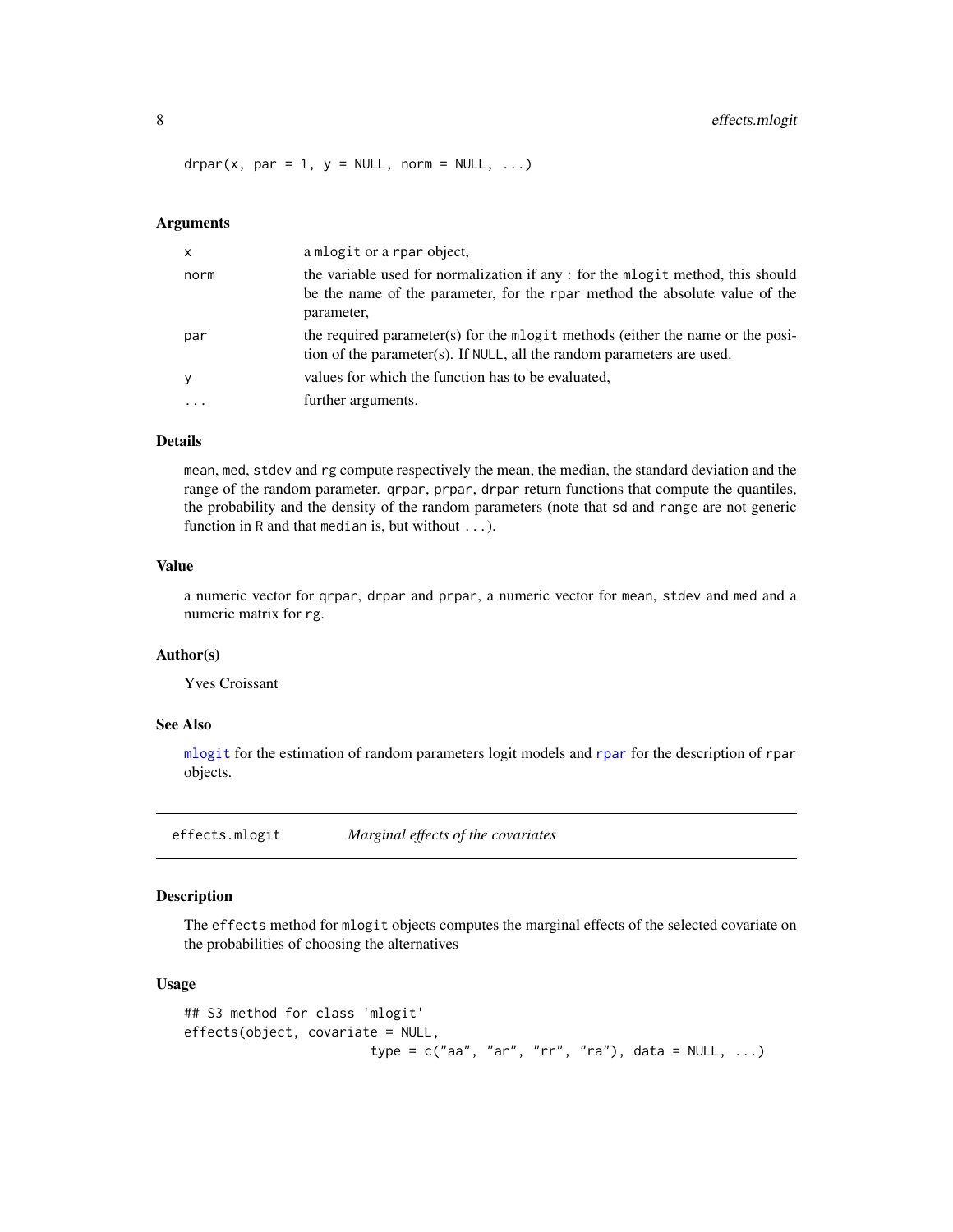```
drpar(x, par = 1, y = NULL, norm = NULL, ...)
```

### Arguments

| | |
|---|---|
| x | a mlogit or a rpar object, |
| norm | the variable used for normalization if any : for the mlogit method, this should be the name of the parameter, for the rpar method the absolute value of the parameter, |
| par | the required parameter(s) for the mlogit methods (either the name or the position of the parameter(s). If NULL, all the random parameters are used. |
| y | values for which the function has to be evaluated, |
| ... | further arguments. |

### Details

mean, med, stdev and rg compute respectively the mean, the median, the standard deviation and the range of the random parameter. qrpar, prpar, drpar return functions that compute the quantiles, the probability and the density of the random parameters (note that sd and range are not generic function in R and that median is, but without ...).

### Value

a numeric vector for qrpar, drpar and prpar, a numeric vector for mean, stdev and med and a numeric matrix for rg.

### Author(s)

Yves Croissant

### See Also

mlogit for the estimation of random parameters logit models and rpar for the description of rpar objects.

## effects.mlogit *Marginal effects of the covariates*

### Description

The effects method for mlogit objects computes the marginal effects of the selected covariate on the probabilities of choosing the alternatives

### Usage

```
## S3 method for class 'mlogit'
effects(object, covariate = NULL,
                        type = c("aa", "ar", "rr", "ra"), data = NULL, ...)
```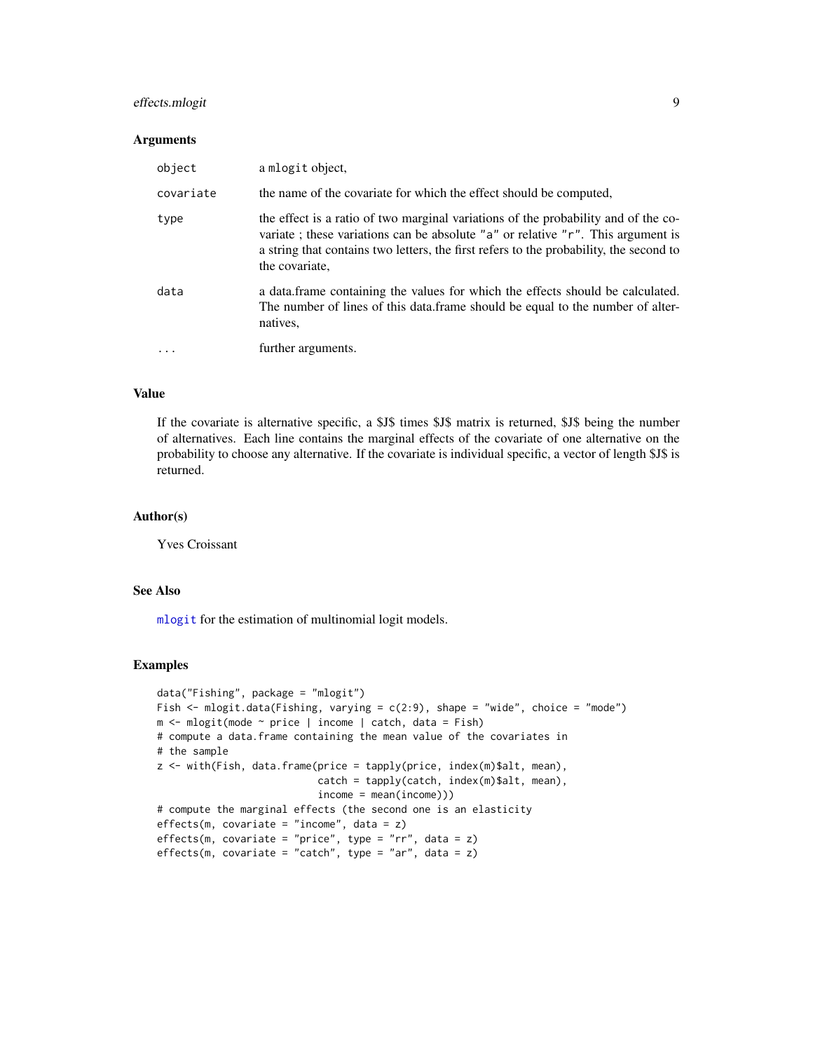### Arguments

| | |
|---|---|
| `object` | a `mlogit` object, |
| `covariate` | the name of the covariate for which the effect should be computed, |
| `type` | the effect is a ratio of two marginal variations of the probability and of the covariate ; these variations can be absolute `"a"` or relative `"r"`. This argument is a string that contains two letters, the first refers to the probability, the second to the covariate, |
| `data` | a data.frame containing the values for which the effects should be calculated. The number of lines of this data.frame should be equal to the number of alternatives, |
| `...` | further arguments. |

### Value

If the covariate is alternative specific, a $J$ times $J$ matrix is returned, $J$ being the number of alternatives. Each line contains the marginal effects of the covariate of one alternative on the probability to choose any alternative. If the covariate is individual specific, a vector of length $J$ is returned.

### Author(s)

Yves Croissant

### See Also

`mlogit` for the estimation of multinomial logit models.

### Examples

```
data("Fishing", package = "mlogit")
Fish <- mlogit.data(Fishing, varying = c(2:9), shape = "wide", choice = "mode")
m <- mlogit(mode ~ price | income | catch, data = Fish)
# compute a data.frame containing the mean value of the covariates in
# the sample
z <- with(Fish, data.frame(price = tapply(price, index(m)$alt, mean),
                           catch = tapply(catch, index(m)$alt, mean),
                           income = mean(income)))
# compute the marginal effects (the second one is an elasticity
effects(m, covariate = "income", data = z)
effects(m, covariate = "price", type = "rr", data = z)
effects(m, covariate = "catch", type = "ar", data = z)
```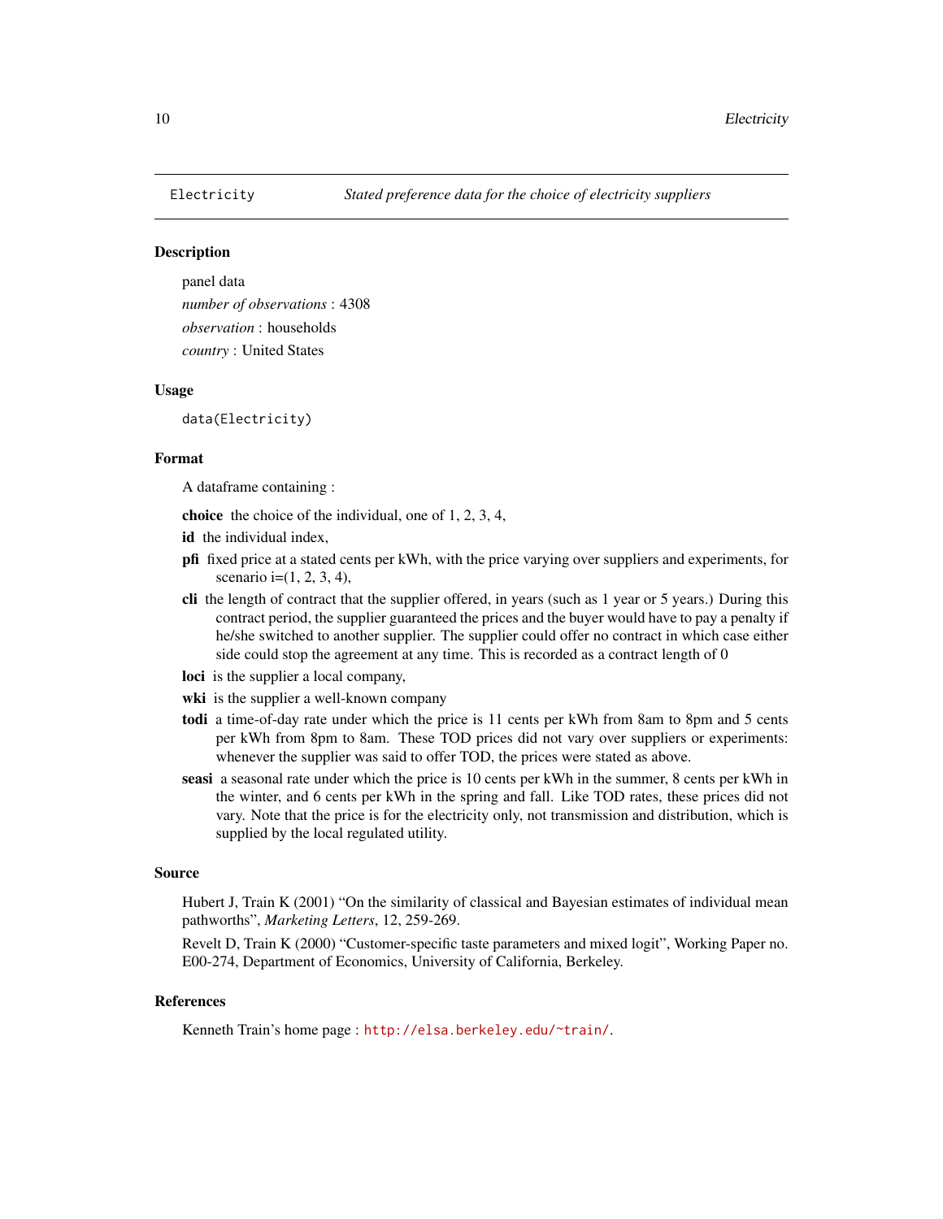# Electricity — *Stated preference data for the choice of electricity suppliers*

## Description

panel data

*number of observations* : 4308

*observation* : households

*country* : United States

## Usage

```
data(Electricity)
```

## Format

A dataframe containing :

- **choice** the choice of the individual, one of 1, 2, 3, 4,
- **id** the individual index,
- **pfi** fixed price at a stated cents per kWh, with the price varying over suppliers and experiments, for scenario i=(1, 2, 3, 4),
- **cli** the length of contract that the supplier offered, in years (such as 1 year or 5 years.) During this contract period, the supplier guaranteed the prices and the buyer would have to pay a penalty if he/she switched to another supplier. The supplier could offer no contract in which case either side could stop the agreement at any time. This is recorded as a contract length of 0
- **loci** is the supplier a local company,
- **wki** is the supplier a well-known company
- **todi** a time-of-day rate under which the price is 11 cents per kWh from 8am to 8pm and 5 cents per kWh from 8pm to 8am. These TOD prices did not vary over suppliers or experiments: whenever the supplier was said to offer TOD, the prices were stated as above.
- **seasi** a seasonal rate under which the price is 10 cents per kWh in the summer, 8 cents per kWh in the winter, and 6 cents per kWh in the spring and fall. Like TOD rates, these prices did not vary. Note that the price is for the electricity only, not transmission and distribution, which is supplied by the local regulated utility.

## Source

Hubert J, Train K (2001) "On the similarity of classical and Bayesian estimates of individual mean pathworths", *Marketing Letters*, 12, 259-269.

Revelt D, Train K (2000) "Customer-specific taste parameters and mixed logit", Working Paper no. E00-274, Department of Economics, University of California, Berkeley.

## References

Kenneth Train's home page : http://elsa.berkeley.edu/~train/.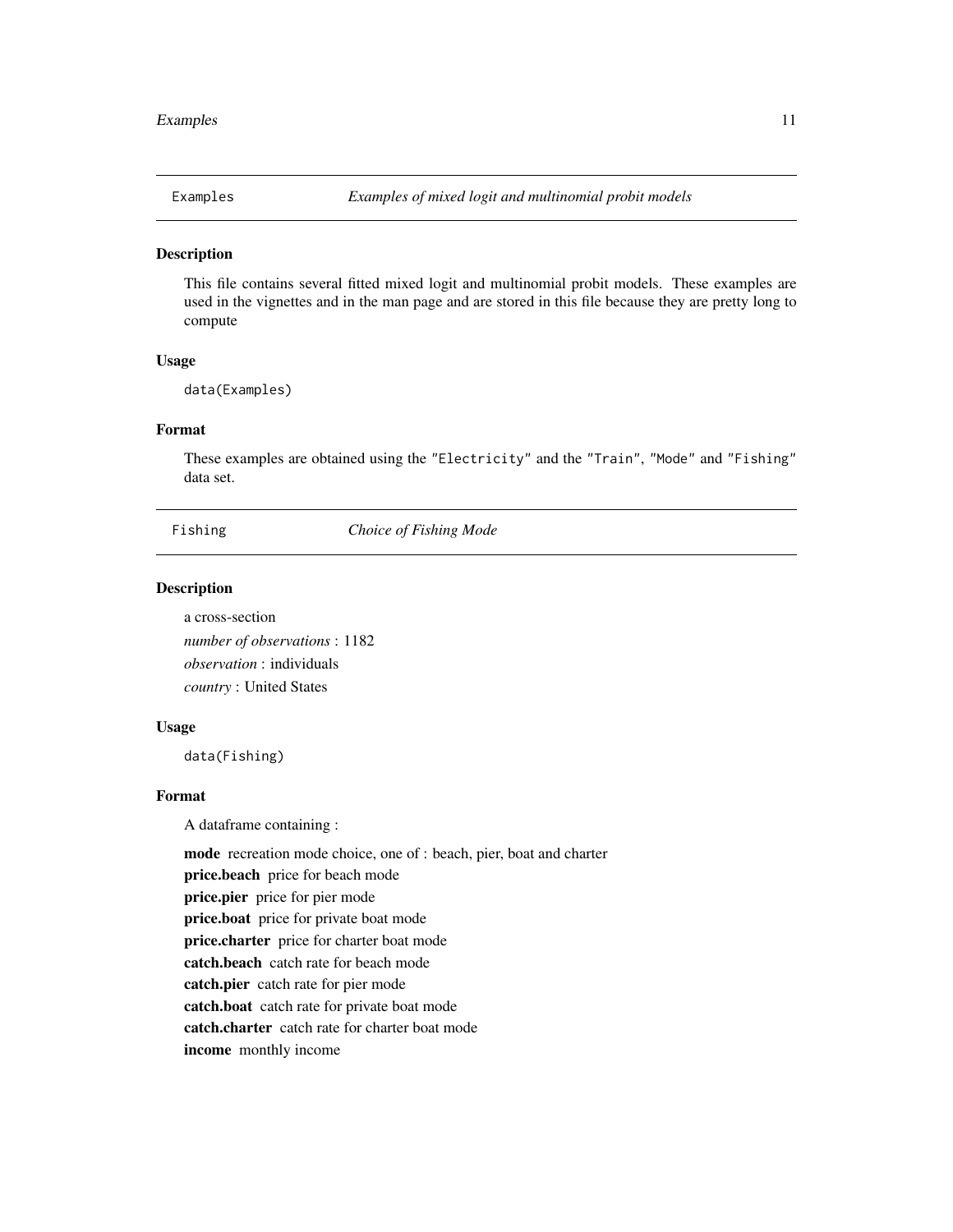## Examples — *Examples of mixed logit and multinomial probit models*

### Description

This file contains several fitted mixed logit and multinomial probit models. These examples are used in the vignettes and in the man page and are stored in this file because they are pretty long to compute

### Usage

```
data(Examples)
```

### Format

These examples are obtained using the `"Electricity"` and the `"Train"`, `"Mode"` and `"Fishing"` data set.

## Fishing — *Choice of Fishing Mode*

### Description

a cross-section

*number of observations* : 1182

*observation* : individuals

*country* : United States

### Usage

```
data(Fishing)
```

### Format

A dataframe containing :

**mode** recreation mode choice, one of : beach, pier, boat and charter

**price.beach** price for beach mode

**price.pier** price for pier mode

**price.boat** price for private boat mode

**price.charter** price for charter boat mode

**catch.beach** catch rate for beach mode

**catch.pier** catch rate for pier mode

**catch.boat** catch rate for private boat mode

**catch.charter** catch rate for charter boat mode

**income** monthly income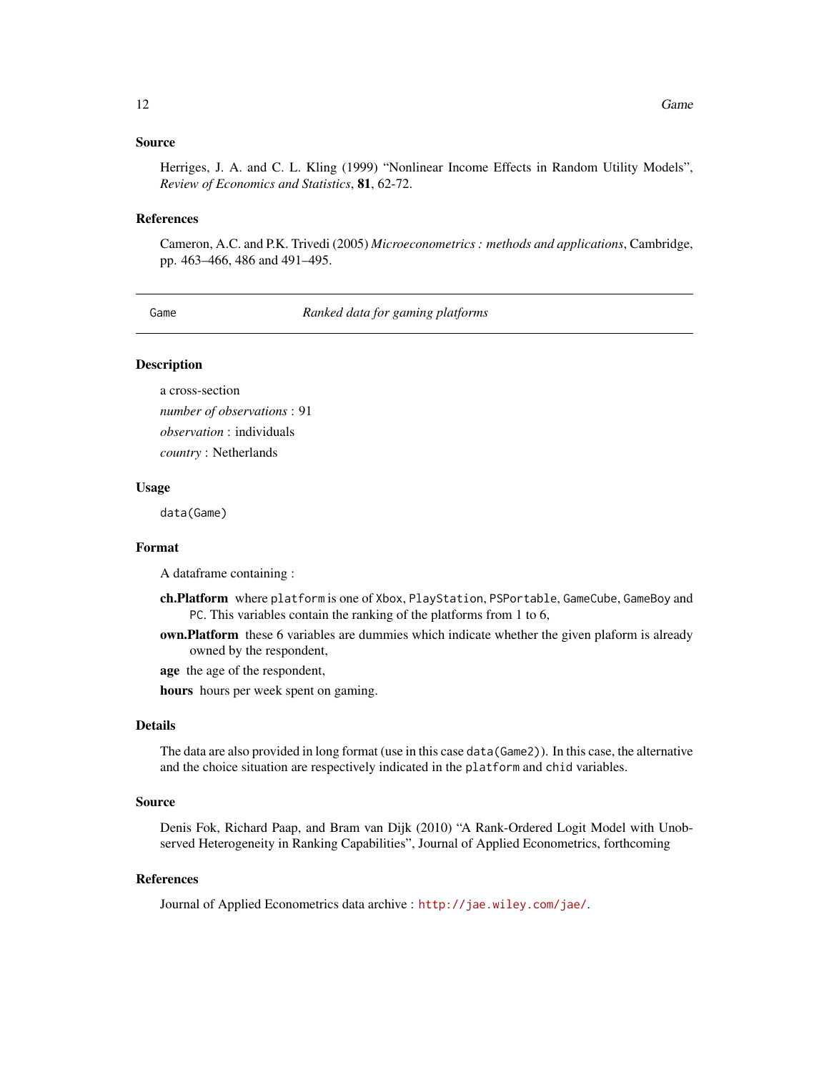## Source

Herriges, J. A. and C. L. Kling (1999) "Nonlinear Income Effects in Random Utility Models", *Review of Economics and Statistics*, **81**, 62-72.

## References

Cameron, A.C. and P.K. Trivedi (2005) *Microeconometrics : methods and applications*, Cambridge, pp. 463–466, 486 and 491–495.

---

# Game — *Ranked data for gaming platforms*

---

## Description

a cross-section

*number of observations* : 91

*observation* : individuals

*country* : Netherlands

## Usage

```
data(Game)
```

## Format

A dataframe containing :

- **ch.Platform** where `platform` is one of `Xbox`, `PlayStation`, `PSPortable`, `GameCube`, `GameBoy` and `PC`. This variables contain the ranking of the platforms from 1 to 6,
- **own.Platform** these 6 variables are dummies which indicate whether the given plaform is already owned by the respondent,
- **age** the age of the respondent,
- **hours** hours per week spent on gaming.

## Details

The data are also provided in long format (use in this case `data(Game2)`). In this case, the alternative and the choice situation are respectively indicated in the `platform` and `chid` variables.

## Source

Denis Fok, Richard Paap, and Bram van Dijk (2010) "A Rank-Ordered Logit Model with Unobserved Heterogeneity in Ranking Capabilities", Journal of Applied Econometrics, forthcoming

## References

Journal of Applied Econometrics data archive : http://jae.wiley.com/jae/.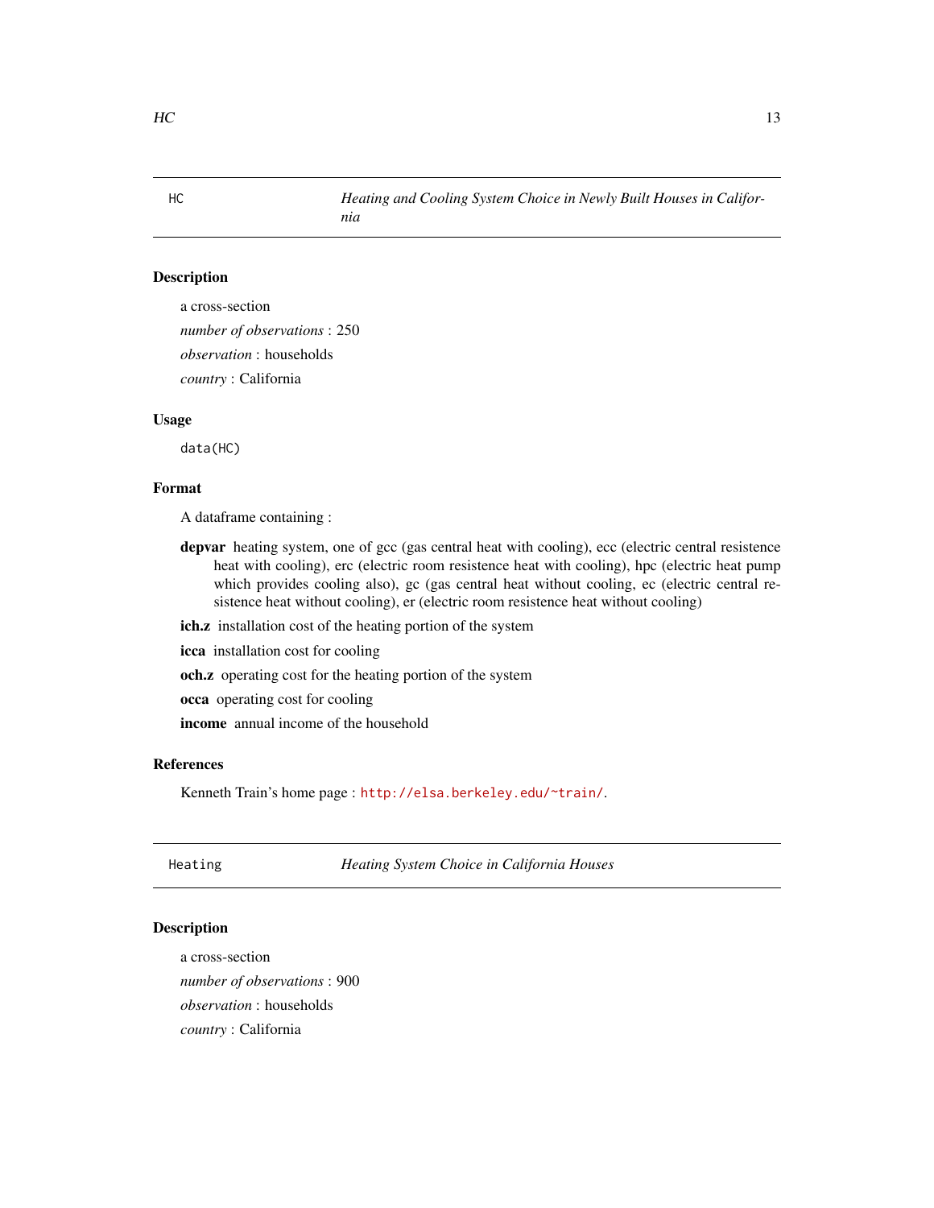## HC — *Heating and Cooling System Choice in Newly Built Houses in California*

### Description

a cross-section

*number of observations* : 250

*observation* : households

*country* : California

### Usage

```
data(HC)
```

### Format

A dataframe containing :

**depvar** heating system, one of gcc (gas central heat with cooling), ecc (electric central resistence heat with cooling), erc (electric room resistence heat with cooling), hpc (electric heat pump which provides cooling also), gc (gas central heat without cooling, ec (electric central resistence heat without cooling), er (electric room resistence heat without cooling)

**ich.z** installation cost of the heating portion of the system

**icca** installation cost for cooling

**och.z** operating cost for the heating portion of the system

**occa** operating cost for cooling

**income** annual income of the household

### References

Kenneth Train's home page : http://elsa.berkeley.edu/~train/.

## Heating — *Heating System Choice in California Houses*

### Description

a cross-section

*number of observations* : 900

*observation* : households

*country* : California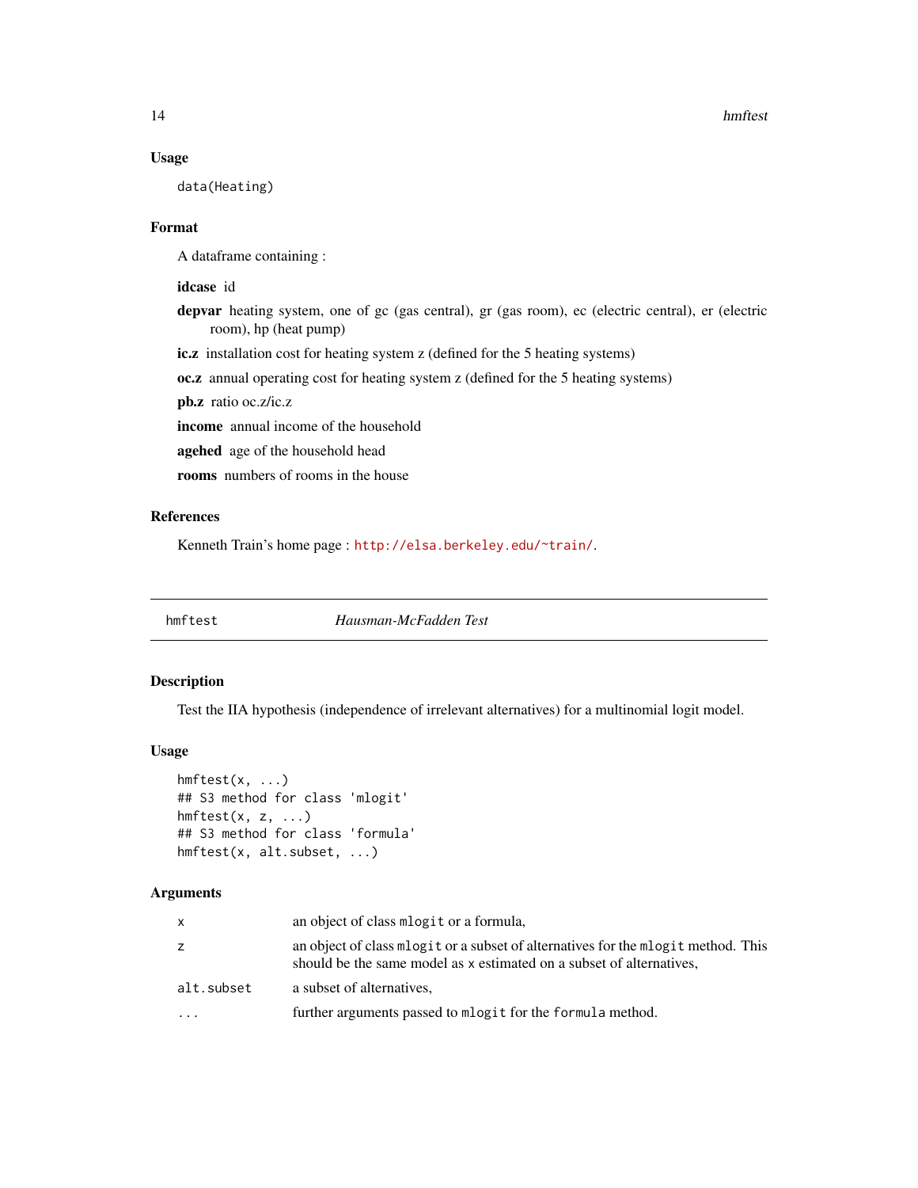### Usage

```
data(Heating)
```

### Format

A dataframe containing :

**idcase** id

**depvar** heating system, one of gc (gas central), gr (gas room), ec (electric central), er (electric room), hp (heat pump)

**ic.z** installation cost for heating system z (defined for the 5 heating systems)

**oc.z** annual operating cost for heating system z (defined for the 5 heating systems)

**pb.z** ratio oc.z/ic.z

**income** annual income of the household

**agehed** age of the household head

**rooms** numbers of rooms in the house

### References

Kenneth Train's home page : http://elsa.berkeley.edu/~train/.

---

## hmftest *Hausman-McFadden Test*

---

### Description

Test the IIA hypothesis (independence of irrelevant alternatives) for a multinomial logit model.

### Usage

```
hmftest(x, ...)
## S3 method for class 'mlogit'
hmftest(x, z, ...)
## S3 method for class 'formula'
hmftest(x, alt.subset, ...)
```

### Arguments

| | |
|---|---|
| `x` | an object of class `mlogit` or a formula, |
| `z` | an object of class `mlogit` or a subset of alternatives for the `mlogit` method. This should be the same model as `x` estimated on a subset of alternatives, |
| `alt.subset` | a subset of alternatives, |
| `...` | further arguments passed to `mlogit` for the `formula` method. |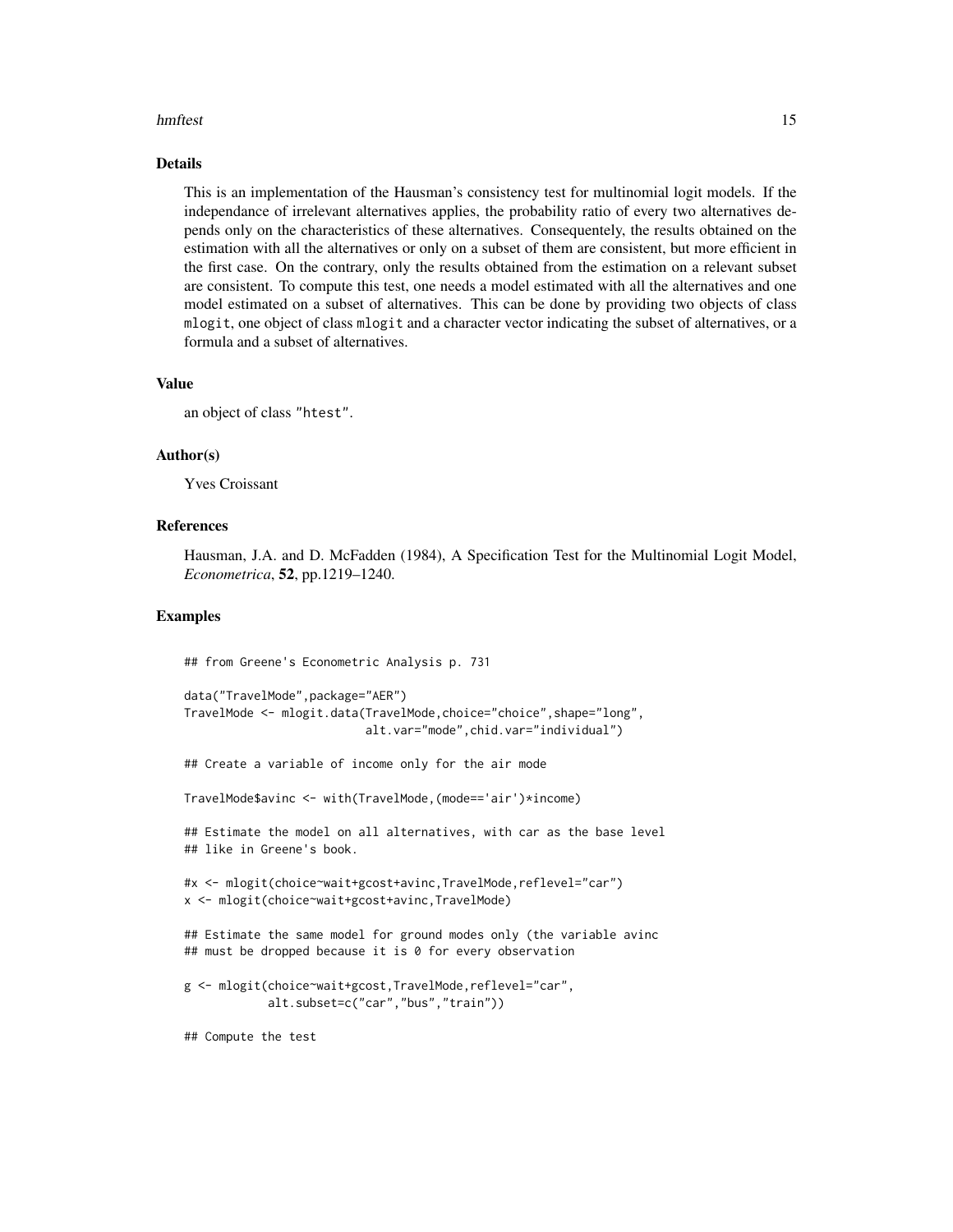## Details

This is an implementation of the Hausman's consistency test for multinomial logit models. If the independance of irrelevant alternatives applies, the probability ratio of every two alternatives depends only on the characteristics of these alternatives. Consequentely, the results obtained on the estimation with all the alternatives or only on a subset of them are consistent, but more efficient in the first case. On the contrary, only the results obtained from the estimation on a relevant subset are consistent. To compute this test, one needs a model estimated with all the alternatives and one model estimated on a subset of alternatives. This can be done by providing two objects of class `mlogit`, one object of class `mlogit` and a character vector indicating the subset of alternatives, or a formula and a subset of alternatives.

## Value

an object of class `"htest"`.

## Author(s)

Yves Croissant

## References

Hausman, J.A. and D. McFadden (1984), A Specification Test for the Multinomial Logit Model, *Econometrica*, **52**, pp.1219–1240.

## Examples

```
## from Greene's Econometric Analysis p. 731

data("TravelMode",package="AER")
TravelMode <- mlogit.data(TravelMode,choice="choice",shape="long",
                          alt.var="mode",chid.var="individual")

## Create a variable of income only for the air mode

TravelMode$avinc <- with(TravelMode,(mode=='air')*income)

## Estimate the model on all alternatives, with car as the base level
## like in Greene's book.

#x <- mlogit(choice~wait+gcost+avinc,TravelMode,reflevel="car")
x <- mlogit(choice~wait+gcost+avinc,TravelMode)

## Estimate the same model for ground modes only (the variable avinc
## must be dropped because it is 0 for every observation

g <- mlogit(choice~wait+gcost,TravelMode,reflevel="car",
            alt.subset=c("car","bus","train"))

## Compute the test
```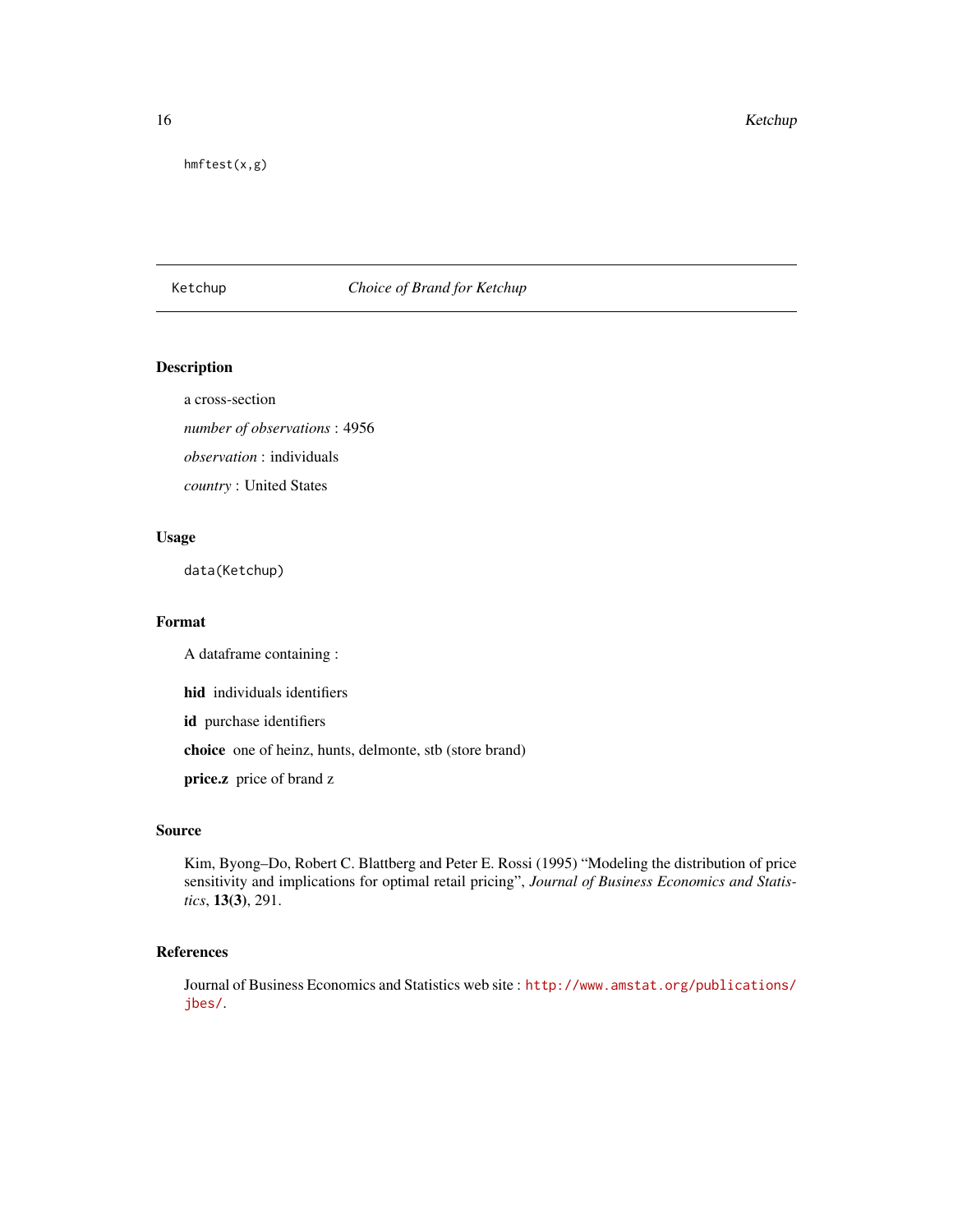```
hmftest(x,g)
```

## Ketchup — *Choice of Brand for Ketchup*

### Description

a cross-section

*number of observations* : 4956

*observation* : individuals

*country* : United States

### Usage

```
data(Ketchup)
```

### Format

A dataframe containing :

**hid** individuals identifiers

**id** purchase identifiers

**choice** one of heinz, hunts, delmonte, stb (store brand)

**price.z** price of brand z

### Source

Kim, Byong–Do, Robert C. Blattberg and Peter E. Rossi (1995) "Modeling the distribution of price sensitivity and implications for optimal retail pricing", *Journal of Business Economics and Statistics*, **13(3)**, 291.

### References

Journal of Business Economics and Statistics web site : http://www.amstat.org/publications/jbes/.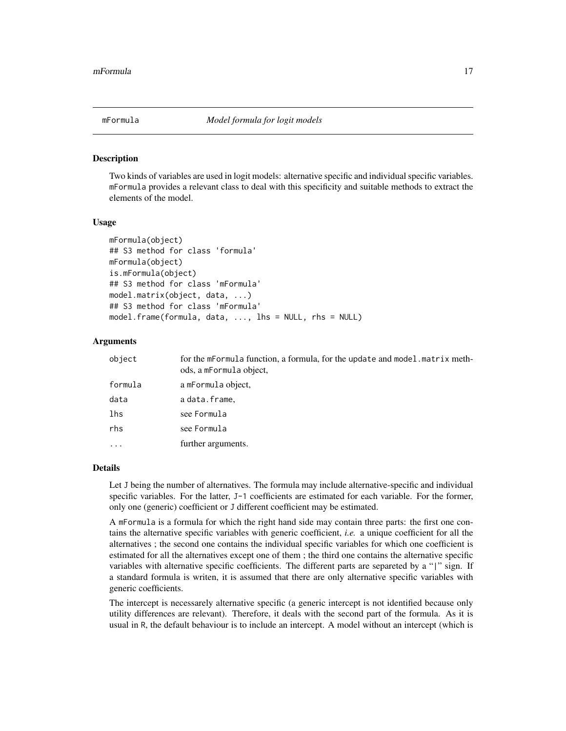## mFormula — *Model formula for logit models*

### Description

Two kinds of variables are used in logit models: alternative specific and individual specific variables. mFormula provides a relevant class to deal with this specificity and suitable methods to extract the elements of the model.

### Usage

```
mFormula(object)
## S3 method for class 'formula'
mFormula(object)
is.mFormula(object)
## S3 method for class 'mFormula'
model.matrix(object, data, ...)
## S3 method for class 'mFormula'
model.frame(formula, data, ..., lhs = NULL, rhs = NULL)
```

### Arguments

| | |
|---|---|
| object | for the mFormula function, a formula, for the update and model.matrix methods, a mFormula object, |
| formula | a mFormula object, |
| data | a data.frame, |
| lhs | see Formula |
| rhs | see Formula |
| ... | further arguments. |

### Details

Let J being the number of alternatives. The formula may include alternative-specific and individual specific variables. For the latter, J-1 coefficients are estimated for each variable. For the former, only one (generic) coefficient or J different coefficient may be estimated.

A mFormula is a formula for which the right hand side may contain three parts: the first one contains the alternative specific variables with generic coefficient, *i.e.* a unique coefficient for all the alternatives ; the second one contains the individual specific variables for which one coefficient is estimated for all the alternatives except one of them ; the third one contains the alternative specific variables with alternative specific coefficients. The different parts are separeted by a "|" sign. If a standard formula is writen, it is assumed that there are only alternative specific variables with generic coefficients.

The intercept is necessarely alternative specific (a generic intercept is not identified because only utility differences are relevant). Therefore, it deals with the second part of the formula. As it is usual in R, the default behaviour is to include an intercept. A model without an intercept (which is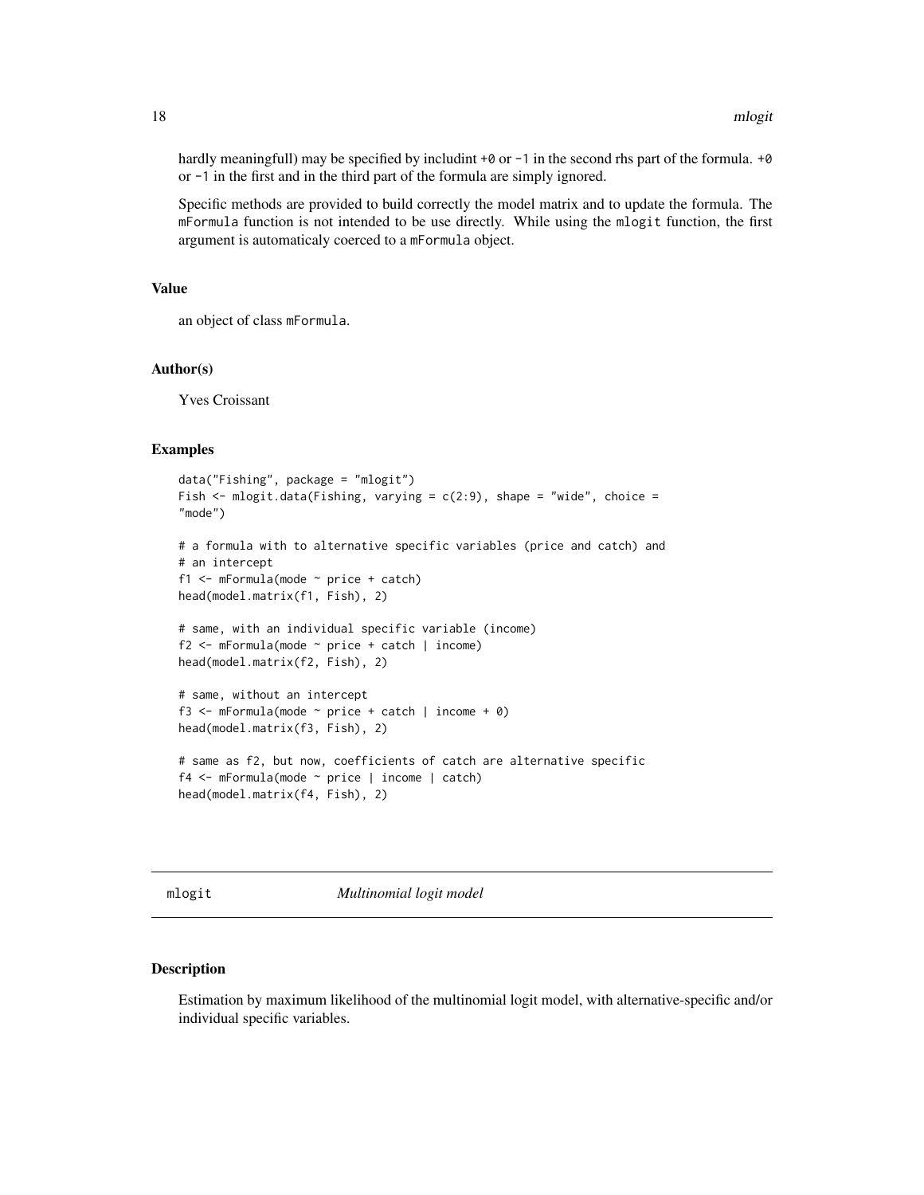hardly meaningfull) may be specified by includint `+0` or `-1` in the second rhs part of the formula. `+0` or `-1` in the first and in the third part of the formula are simply ignored.

Specific methods are provided to build correctly the model matrix and to update the formula. The `mFormula` function is not intended to be use directly. While using the `mlogit` function, the first argument is automaticaly coerced to a `mFormula` object.

### Value

an object of class `mFormula`.

### Author(s)

Yves Croissant

### Examples

```
data("Fishing", package = "mlogit")
Fish <- mlogit.data(Fishing, varying = c(2:9), shape = "wide", choice =
"mode")

# a formula with to alternative specific variables (price and catch) and
# an intercept
f1 <- mFormula(mode ~ price + catch)
head(model.matrix(f1, Fish), 2)

# same, with an individual specific variable (income)
f2 <- mFormula(mode ~ price + catch | income)
head(model.matrix(f2, Fish), 2)

# same, without an intercept
f3 <- mFormula(mode ~ price + catch | income + 0)
head(model.matrix(f3, Fish), 2)

# same as f2, but now, coefficients of catch are alternative specific
f4 <- mFormula(mode ~ price | income | catch)
head(model.matrix(f4, Fish), 2)
```

---

## mlogit — *Multinomial logit model*

---

### Description

Estimation by maximum likelihood of the multinomial logit model, with alternative-specific and/or individual specific variables.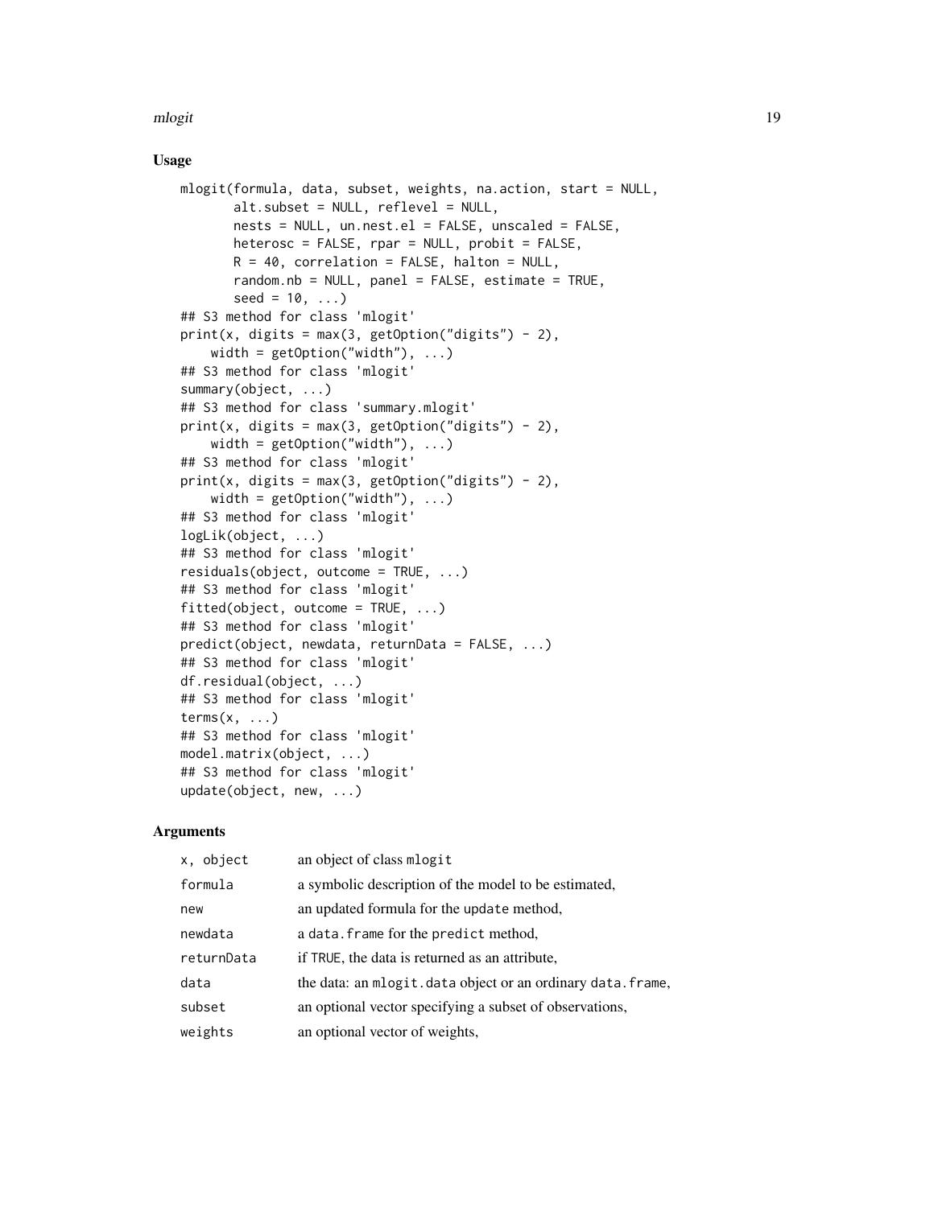## Usage

```
mlogit(formula, data, subset, weights, na.action, start = NULL,
       alt.subset = NULL, reflevel = NULL,
       nests = NULL, un.nest.el = FALSE, unscaled = FALSE,
       heterosc = FALSE, rpar = NULL, probit = FALSE,
       R = 40, correlation = FALSE, halton = NULL,
       random.nb = NULL, panel = FALSE, estimate = TRUE,
       seed = 10, ...)
## S3 method for class 'mlogit'
print(x, digits = max(3, getOption("digits") - 2),
    width = getOption("width"), ...)
## S3 method for class 'mlogit'
summary(object, ...)
## S3 method for class 'summary.mlogit'
print(x, digits = max(3, getOption("digits") - 2),
    width = getOption("width"), ...)
## S3 method for class 'mlogit'
print(x, digits = max(3, getOption("digits") - 2),
    width = getOption("width"), ...)
## S3 method for class 'mlogit'
logLik(object, ...)
## S3 method for class 'mlogit'
residuals(object, outcome = TRUE, ...)
## S3 method for class 'mlogit'
fitted(object, outcome = TRUE, ...)
## S3 method for class 'mlogit'
predict(object, newdata, returnData = FALSE, ...)
## S3 method for class 'mlogit'
df.residual(object, ...)
## S3 method for class 'mlogit'
terms(x, ...)
## S3 method for class 'mlogit'
model.matrix(object, ...)
## S3 method for class 'mlogit'
update(object, new, ...)
```

## Arguments

| | |
|---|---|
| `x, object` | an object of class `mlogit` |
| `formula` | a symbolic description of the model to be estimated, |
| `new` | an updated formula for the `update` method, |
| `newdata` | a `data.frame` for the `predict` method, |
| `returnData` | if `TRUE`, the data is returned as an attribute, |
| `data` | the data: an `mlogit.data` object or an ordinary `data.frame`, |
| `subset` | an optional vector specifying a subset of observations, |
| `weights` | an optional vector of weights, |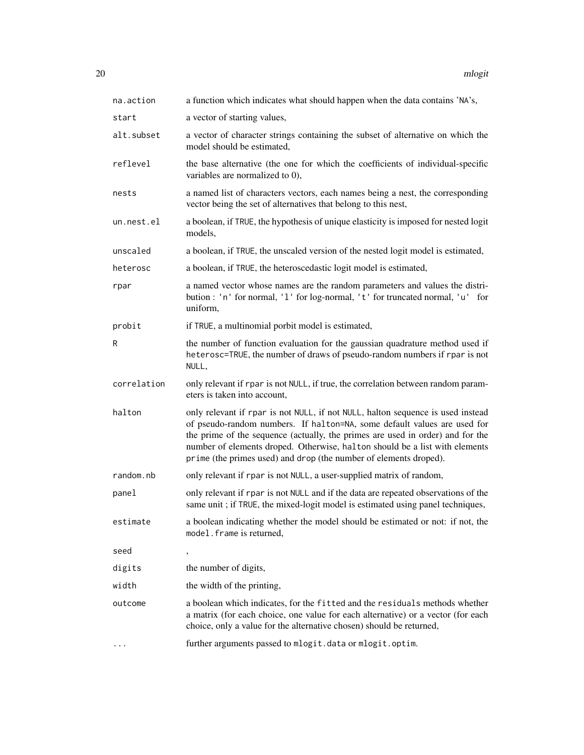| | |
|---|---|
| `na.action` | a function which indicates what should happen when the data contains 'NA's, |
| `start` | a vector of starting values, |
| `alt.subset` | a vector of character strings containing the subset of alternative on which the model should be estimated, |
| `reflevel` | the base alternative (the one for which the coefficients of individual-specific variables are normalized to 0), |
| `nests` | a named list of characters vectors, each names being a nest, the corresponding vector being the set of alternatives that belong to this nest, |
| `un.nest.el` | a boolean, if `TRUE`, the hypothesis of unique elasticity is imposed for nested logit models, |
| `unscaled` | a boolean, if `TRUE`, the unscaled version of the nested logit model is estimated, |
| `heterosc` | a boolean, if `TRUE`, the heteroscedastic logit model is estimated, |
| `rpar` | a named vector whose names are the random parameters and values the distribution : `'n'` for normal, `'l'` for log-normal, `'t'` for truncated normal, `'u'` for uniform, |
| `probit` | if `TRUE`, a multinomial porbit model is estimated, |
| `R` | the number of function evaluation for the gaussian quadrature method used if `heterosc=TRUE`, the number of draws of pseudo-random numbers if `rpar` is not `NULL`, |
| `correlation` | only relevant if `rpar` is not `NULL`, if true, the correlation between random parameters is taken into account, |
| `halton` | only relevant if `rpar` is not `NULL`, if not `NULL`, halton sequence is used instead of pseudo-random numbers. If `halton=NA`, some default values are used for the prime of the sequence (actually, the primes are used in order) and for the number of elements droped. Otherwise, `halton` should be a list with elements `prime` (the primes used) and `drop` (the number of elements droped). |
| `random.nb` | only relevant if `rpar` is not `NULL`, a user-supplied matrix of random, |
| `panel` | only relevant if `rpar` is not `NULL` and if the data are repeated observations of the same unit ; if `TRUE`, the mixed-logit model is estimated using panel techniques, |
| `estimate` | a boolean indicating whether the model should be estimated or not: if not, the `model.frame` is returned, |
| `seed` | , |
| `digits` | the number of digits, |
| `width` | the width of the printing, |
| `outcome` | a boolean which indicates, for the `fitted` and the `residuals` methods whether a matrix (for each choice, one value for each alternative) or a vector (for each choice, only a value for the alternative chosen) should be returned, |
| `...` | further arguments passed to `mlogit.data` or `mlogit.optim`. |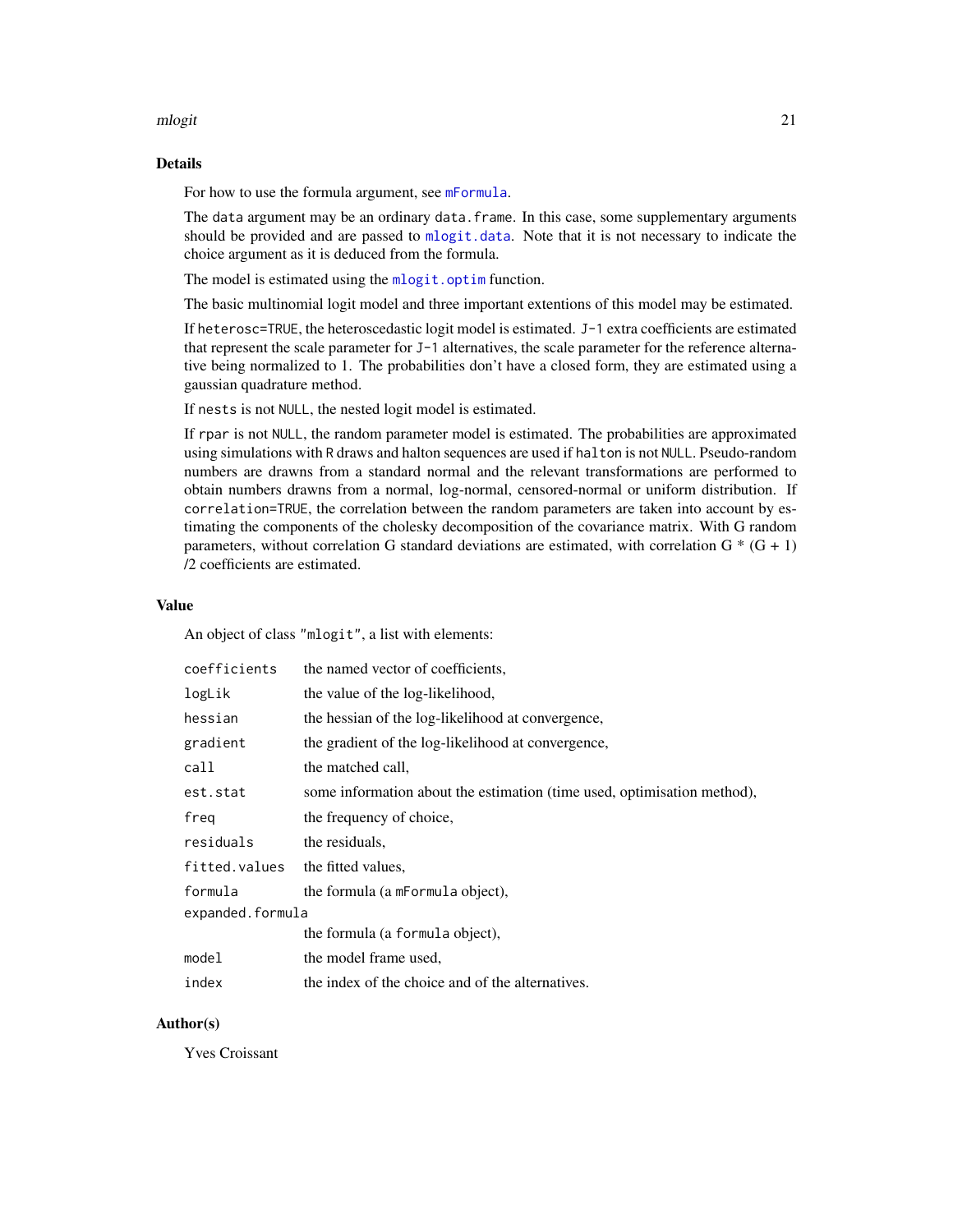## Details

For how to use the formula argument, see `mFormula`.

The `data` argument may be an ordinary `data.frame`. In this case, some supplementary arguments should be provided and are passed to `mlogit.data`. Note that it is not necessary to indicate the choice argument as it is deduced from the formula.

The model is estimated using the `mlogit.optim` function.

The basic multinomial logit model and three important extentions of this model may be estimated.

If `heterosc=TRUE`, the heteroscedastic logit model is estimated. `J-1` extra coefficients are estimated that represent the scale parameter for `J-1` alternatives, the scale parameter for the reference alternative being normalized to 1. The probabilities don't have a closed form, they are estimated using a gaussian quadrature method.

If `nests` is not `NULL`, the nested logit model is estimated.

If `rpar` is not `NULL`, the random parameter model is estimated. The probabilities are approximated using simulations with `R` draws and halton sequences are used if `halton` is not `NULL`. Pseudo-random numbers are drawns from a standard normal and the relevant transformations are performed to obtain numbers drawns from a normal, log-normal, censored-normal or uniform distribution. If `correlation=TRUE`, the correlation between the random parameters are taken into account by estimating the components of the cholesky decomposition of the covariance matrix. With G random parameters, without correlation G standard deviations are estimated, with correlation G * (G + 1) /2 coefficients are estimated.

## Value

An object of class `"mlogit"`, a list with elements:

| | |
|---|---|
| `coefficients` | the named vector of coefficients, |
| `logLik` | the value of the log-likelihood, |
| `hessian` | the hessian of the log-likelihood at convergence, |
| `gradient` | the gradient of the log-likelihood at convergence, |
| `call` | the matched call, |
| `est.stat` | some information about the estimation (time used, optimisation method), |
| `freq` | the frequency of choice, |
| `residuals` | the residuals, |
| `fitted.values` | the fitted values, |
| `formula` | the formula (a `mFormula` object), |
| `expanded.formula` | the formula (a `formula` object), |
| `model` | the model frame used, |
| `index` | the index of the choice and of the alternatives. |

## Author(s)

Yves Croissant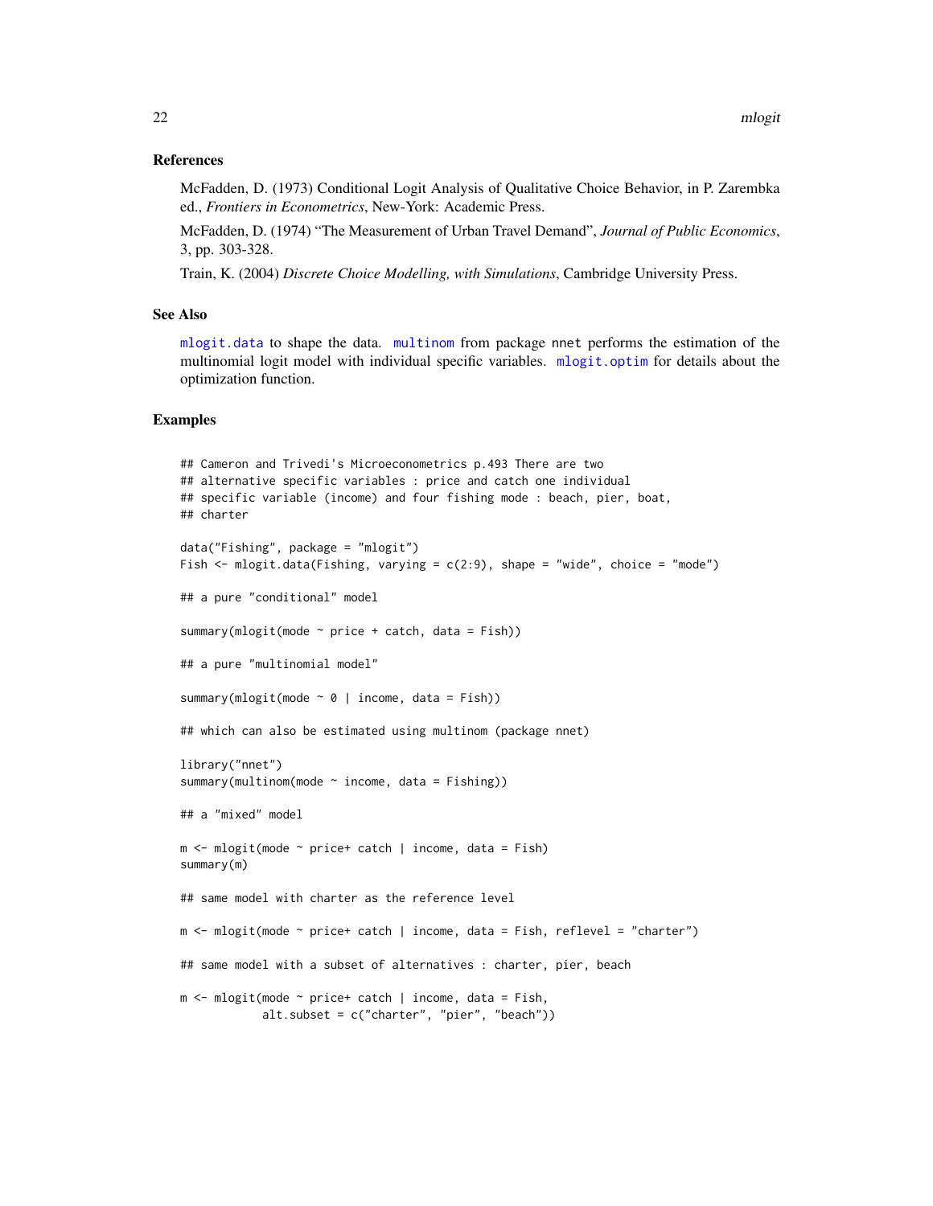### References

McFadden, D. (1973) Conditional Logit Analysis of Qualitative Choice Behavior, in P. Zarembka ed., *Frontiers in Econometrics*, New-York: Academic Press.

McFadden, D. (1974) "The Measurement of Urban Travel Demand", *Journal of Public Economics*, 3, pp. 303-328.

Train, K. (2004) *Discrete Choice Modelling, with Simulations*, Cambridge University Press.

### See Also

`mlogit.data` to shape the data. `multinom` from package `nnet` performs the estimation of the multinomial logit model with individual specific variables. `mlogit.optim` for details about the optimization function.

### Examples

```
## Cameron and Trivedi's Microeconometrics p.493 There are two
## alternative specific variables : price and catch one individual
## specific variable (income) and four fishing mode : beach, pier, boat,
## charter

data("Fishing", package = "mlogit")
Fish <- mlogit.data(Fishing, varying = c(2:9), shape = "wide", choice = "mode")

## a pure "conditional" model

summary(mlogit(mode ~ price + catch, data = Fish))

## a pure "multinomial model"

summary(mlogit(mode ~ 0 | income, data = Fish))

## which can also be estimated using multinom (package nnet)

library("nnet")
summary(multinom(mode ~ income, data = Fishing))

## a "mixed" model

m <- mlogit(mode ~ price+ catch | income, data = Fish)
summary(m)

## same model with charter as the reference level

m <- mlogit(mode ~ price+ catch | income, data = Fish, reflevel = "charter")

## same model with a subset of alternatives : charter, pier, beach

m <- mlogit(mode ~ price+ catch | income, data = Fish,
            alt.subset = c("charter", "pier", "beach"))
```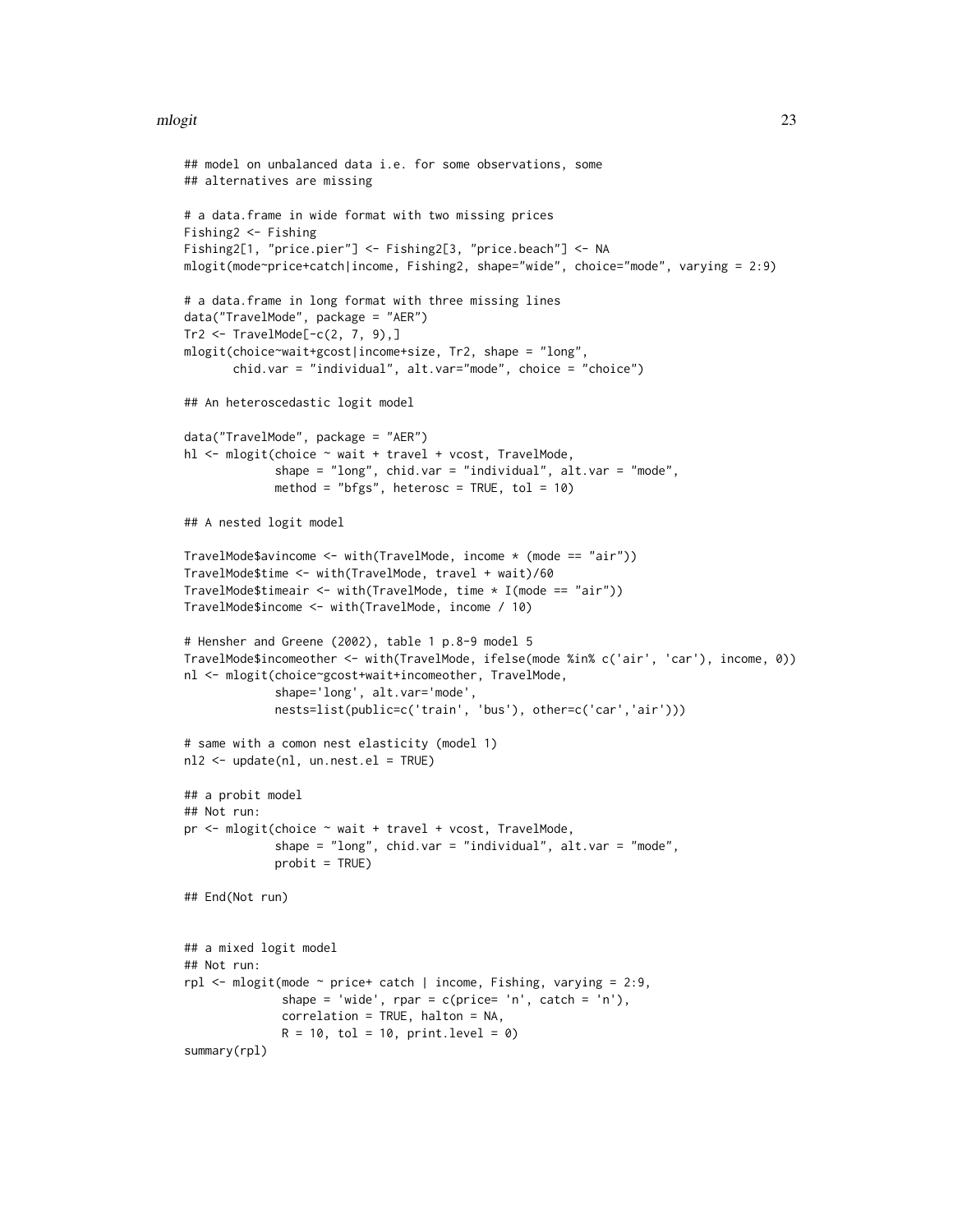```
## model on unbalanced data i.e. for some observations, some
## alternatives are missing

# a data.frame in wide format with two missing prices
Fishing2 <- Fishing
Fishing2[1, "price.pier"] <- Fishing2[3, "price.beach"] <- NA
mlogit(mode~price+catch|income, Fishing2, shape="wide", choice="mode", varying = 2:9)

# a data.frame in long format with three missing lines
data("TravelMode", package = "AER")
Tr2 <- TravelMode[-c(2, 7, 9),]
mlogit(choice~wait+gcost|income+size, Tr2, shape = "long",
       chid.var = "individual", alt.var="mode", choice = "choice")

## An heteroscedastic logit model

data("TravelMode", package = "AER")
hl <- mlogit(choice ~ wait + travel + vcost, TravelMode,
             shape = "long", chid.var = "individual", alt.var = "mode",
             method = "bfgs", heterosc = TRUE, tol = 10)

## A nested logit model

TravelMode$avincome <- with(TravelMode, income * (mode == "air"))
TravelMode$time <- with(TravelMode, travel + wait)/60
TravelMode$timeair <- with(TravelMode, time * I(mode == "air"))
TravelMode$income <- with(TravelMode, income / 10)

# Hensher and Greene (2002), table 1 p.8-9 model 5
TravelMode$incomeother <- with(TravelMode, ifelse(mode %in% c('air', 'car'), income, 0))
nl <- mlogit(choice~gcost+wait+incomeother, TravelMode,
             shape='long', alt.var='mode',
             nests=list(public=c('train', 'bus'), other=c('car','air')))

# same with a comon nest elasticity (model 1)
nl2 <- update(nl, un.nest.el = TRUE)

## a probit model
## Not run:
pr <- mlogit(choice ~ wait + travel + vcost, TravelMode,
             shape = "long", chid.var = "individual", alt.var = "mode",
             probit = TRUE)

## End(Not run)


## a mixed logit model
## Not run:
rpl <- mlogit(mode ~ price+ catch | income, Fishing, varying = 2:9,
              shape = 'wide', rpar = c(price= 'n', catch = 'n'),
              correlation = TRUE, halton = NA,
              R = 10, tol = 10, print.level = 0)
summary(rpl)
```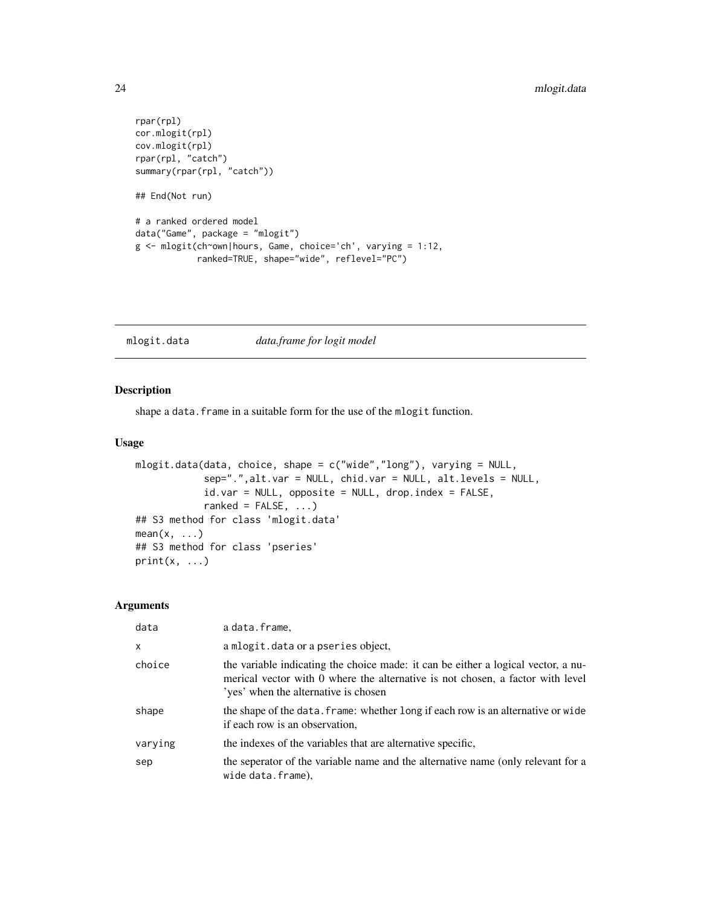```
rpar(rpl)
cor.mlogit(rpl)
cov.mlogit(rpl)
rpar(rpl, "catch")
summary(rpar(rpl, "catch"))

## End(Not run)

# a ranked ordered model
data("Game", package = "mlogit")
g <- mlogit(ch~own|hours, Game, choice='ch', varying = 1:12,
            ranked=TRUE, shape="wide", reflevel="PC")
```

## mlogit.data — *data.frame for logit model*

### Description

shape a `data.frame` in a suitable form for the use of the `mlogit` function.

### Usage

```
mlogit.data(data, choice, shape = c("wide","long"), varying = NULL,
            sep=".",alt.var = NULL, chid.var = NULL, alt.levels = NULL,
            id.var = NULL, opposite = NULL, drop.index = FALSE,
            ranked = FALSE, ...)
## S3 method for class 'mlogit.data'
mean(x, ...)
## S3 method for class 'pseries'
print(x, ...)
```

### Arguments

| | |
|---|---|
| data | a `data.frame`, |
| x | a `mlogit.data` or a `pseries` object, |
| choice | the variable indicating the choice made: it can be either a logical vector, a numerical vector with 0 where the alternative is not chosen, a factor with level 'yes' when the alternative is chosen |
| shape | the shape of the `data.frame`: whether `long` if each row is an alternative or `wide` if each row is an observation, |
| varying | the indexes of the variables that are alternative specific, |
| sep | the seperator of the variable name and the alternative name (only relevant for a `wide` `data.frame`), |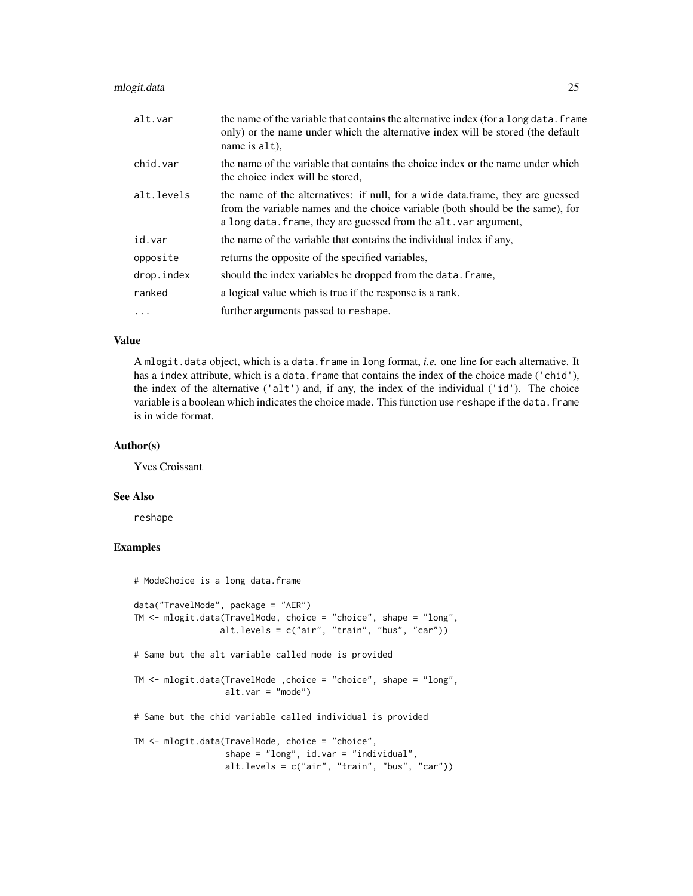| | |
|---|---|
| `alt.var` | the name of the variable that contains the alternative index (for a `long` `data.frame` only) or the name under which the alternative index will be stored (the default name is `alt`), |
| `chid.var` | the name of the variable that contains the choice index or the name under which the choice index will be stored, |
| `alt.levels` | the name of the alternatives: if null, for a `wide` data.frame, they are guessed from the variable names and the choice variable (both should be the same), for a `long` `data.frame`, they are guessed from the `alt.var` argument, |
| `id.var` | the name of the variable that contains the individual index if any, |
| `opposite` | returns the opposite of the specified variables, |
| `drop.index` | should the index variables be dropped from the `data.frame`, |
| `ranked` | a logical value which is true if the response is a rank. |
| `...` | further arguments passed to `reshape`. |

### Value

A `mlogit.data` object, which is a `data.frame` in `long` format, *i.e.* one line for each alternative. It has a `index` attribute, which is a `data.frame` that contains the index of the choice made (`'chid'`), the index of the alternative (`'alt'`) and, if any, the index of the individual (`'id'`). The choice variable is a boolean which indicates the choice made. This function use `reshape` if the `data.frame` is in `wide` format.

### Author(s)

Yves Croissant

### See Also

`reshape`

### Examples

```
# ModeChoice is a long data.frame

data("TravelMode", package = "AER")
TM <- mlogit.data(TravelMode, choice = "choice", shape = "long",
                 alt.levels = c("air", "train", "bus", "car"))

# Same but the alt variable called mode is provided

TM <- mlogit.data(TravelMode ,choice = "choice", shape = "long",
                  alt.var = "mode")

# Same but the chid variable called individual is provided

TM <- mlogit.data(TravelMode, choice = "choice",
                  shape = "long", id.var = "individual",
                  alt.levels = c("air", "train", "bus", "car"))
```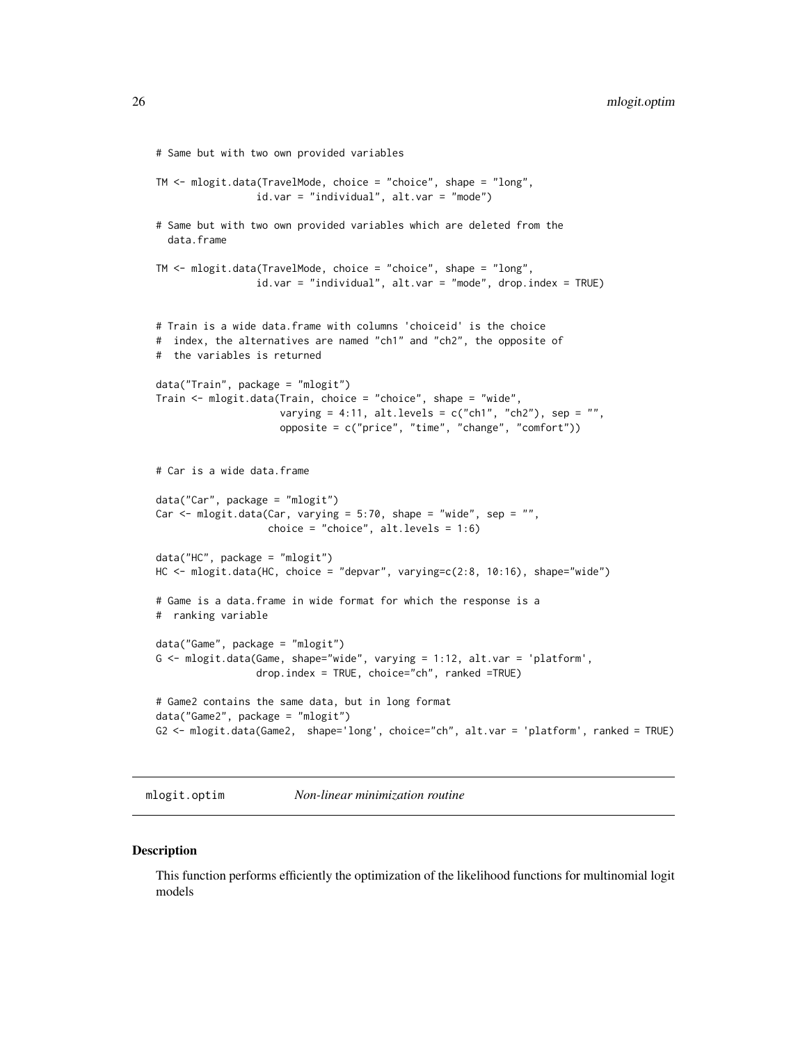```
# Same but with two own provided variables

TM <- mlogit.data(TravelMode, choice = "choice", shape = "long",
                 id.var = "individual", alt.var = "mode")

# Same but with two own provided variables which are deleted from the
  data.frame

TM <- mlogit.data(TravelMode, choice = "choice", shape = "long",
                 id.var = "individual", alt.var = "mode", drop.index = TRUE)


# Train is a wide data.frame with columns 'choiceid' is the choice
#  index, the alternatives are named "ch1" and "ch2", the opposite of
#  the variables is returned

data("Train", package = "mlogit")
Train <- mlogit.data(Train, choice = "choice", shape = "wide",
                     varying = 4:11, alt.levels = c("ch1", "ch2"), sep = "",
                     opposite = c("price", "time", "change", "comfort"))


# Car is a wide data.frame

data("Car", package = "mlogit")
Car <- mlogit.data(Car, varying = 5:70, shape = "wide", sep = "",
                   choice = "choice", alt.levels = 1:6)

data("HC", package = "mlogit")
HC <- mlogit.data(HC, choice = "depvar", varying=c(2:8, 10:16), shape="wide")

# Game is a data.frame in wide format for which the response is a
#  ranking variable

data("Game", package = "mlogit")
G <- mlogit.data(Game, shape="wide", varying = 1:12, alt.var = 'platform',
                 drop.index = TRUE, choice="ch", ranked =TRUE)

# Game2 contains the same data, but in long format
data("Game2", package = "mlogit")
G2 <- mlogit.data(Game2,  shape='long', choice="ch", alt.var = 'platform', ranked = TRUE)
```

## mlogit.optim — *Non-linear minimization routine*

### Description

This function performs efficiently the optimization of the likelihood functions for multinomial logit models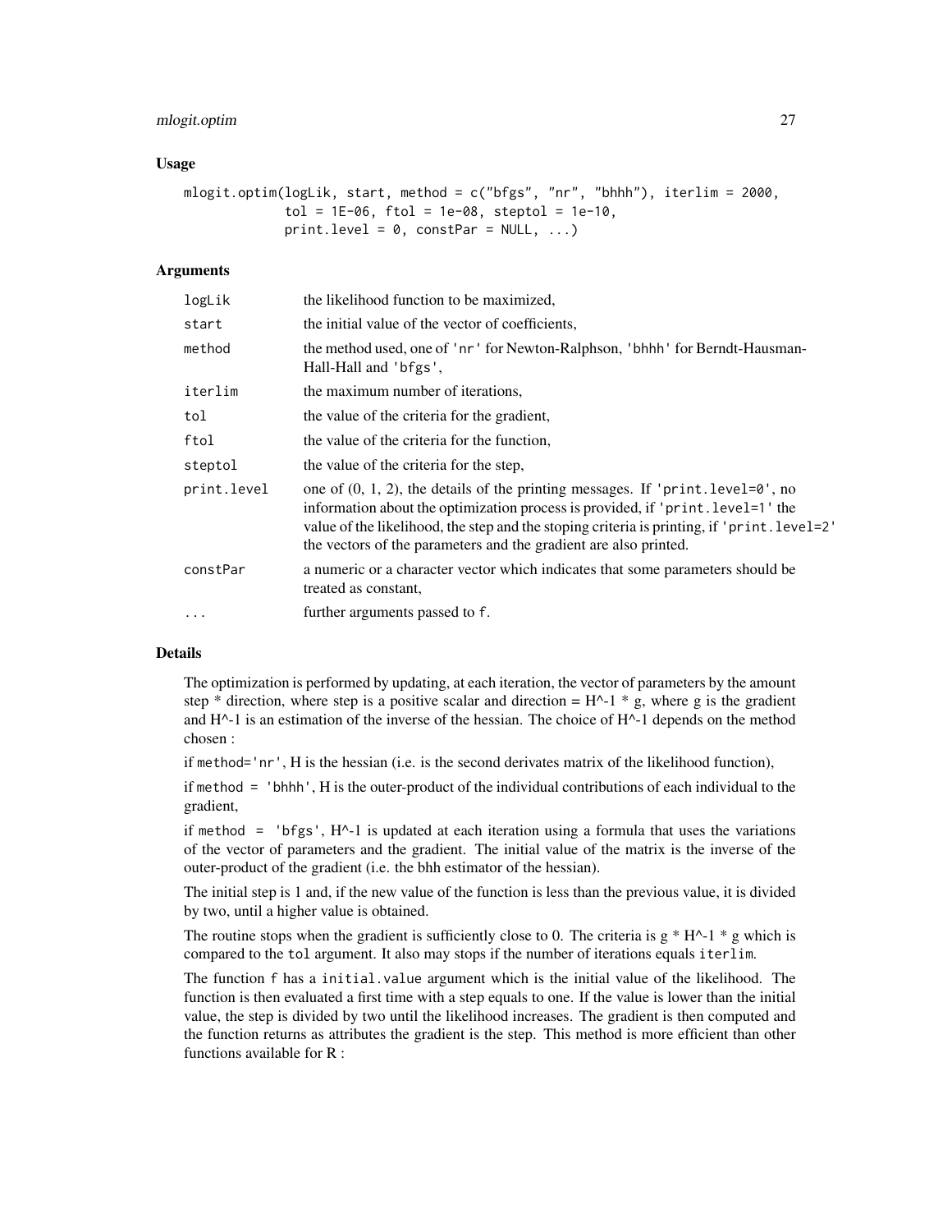## Usage

```
mlogit.optim(logLik, start, method = c("bfgs", "nr", "bhhh"), iterlim = 2000,
             tol = 1E-06, ftol = 1e-08, steptol = 1e-10,
             print.level = 0, constPar = NULL, ...)
```

## Arguments

| | |
|---|---|
| logLik | the likelihood function to be maximized, |
| start | the initial value of the vector of coefficients, |
| method | the method used, one of 'nr' for Newton-Ralphson, 'bhhh' for Berndt-Hausman-Hall-Hall and 'bfgs', |
| iterlim | the maximum number of iterations, |
| tol | the value of the criteria for the gradient, |
| ftol | the value of the criteria for the function, |
| steptol | the value of the criteria for the step, |
| print.level | one of (0, 1, 2), the details of the printing messages. If 'print.level=0', no information about the optimization process is provided, if 'print.level=1' the value of the likelihood, the step and the stoping criteria is printing, if 'print.level=2' the vectors of the parameters and the gradient are also printed. |
| constPar | a numeric or a character vector which indicates that some parameters should be treated as constant, |
| ... | further arguments passed to f. |

## Details

The optimization is performed by updating, at each iteration, the vector of parameters by the amount step * direction, where step is a positive scalar and direction = H^-1 * g, where g is the gradient and H^-1 is an estimation of the inverse of the hessian. The choice of H^-1 depends on the method chosen :

if method='nr', H is the hessian (i.e. is the second derivates matrix of the likelihood function),

if method = 'bhhh', H is the outer-product of the individual contributions of each individual to the gradient,

if method = 'bfgs', H^-1 is updated at each iteration using a formula that uses the variations of the vector of parameters and the gradient. The initial value of the matrix is the inverse of the outer-product of the gradient (i.e. the bhh estimator of the hessian).

The initial step is 1 and, if the new value of the function is less than the previous value, it is divided by two, until a higher value is obtained.

The routine stops when the gradient is sufficiently close to 0. The criteria is g * H^-1 * g which is compared to the tol argument. It also may stops if the number of iterations equals iterlim.

The function f has a initial.value argument which is the initial value of the likelihood. The function is then evaluated a first time with a step equals to one. If the value is lower than the initial value, the step is divided by two until the likelihood increases. The gradient is then computed and the function returns as attributes the gradient is the step. This method is more efficient than other functions available for R :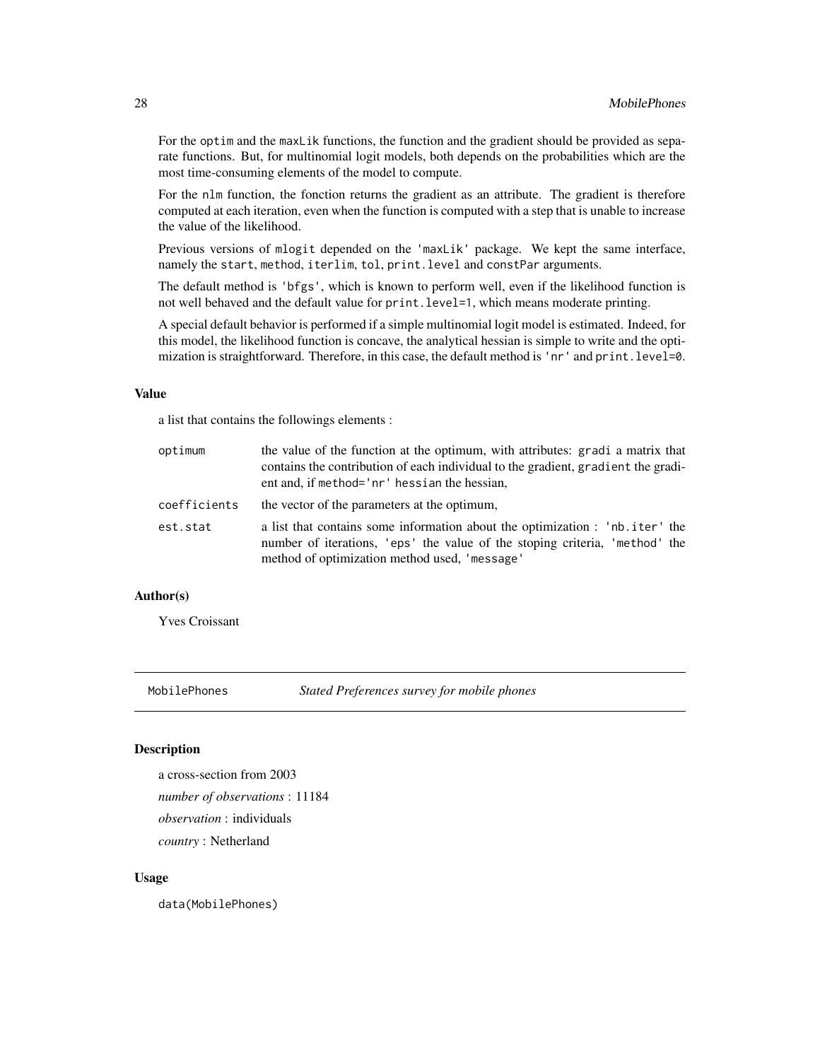For the `optim` and the `maxLik` functions, the function and the gradient should be provided as separate functions. But, for multinomial logit models, both depends on the probabilities which are the most time-consuming elements of the model to compute.

For the `nlm` function, the fonction returns the gradient as an attribute. The gradient is therefore computed at each iteration, even when the function is computed with a step that is unable to increase the value of the likelihood.

Previous versions of `mlogit` depended on the `'maxLik'` package. We kept the same interface, namely the `start`, `method`, `iterlim`, `tol`, `print.level` and `constPar` arguments.

The default method is `'bfgs'`, which is known to perform well, even if the likelihood function is not well behaved and the default value for `print.level=1`, which means moderate printing.

A special default behavior is performed if a simple multinomial logit model is estimated. Indeed, for this model, the likelihood function is concave, the analytical hessian is simple to write and the optimization is straightforward. Therefore, in this case, the default method is `'nr'` and `print.level=0`.

### Value

a list that contains the followings elements :

| | |
|---|---|
| `optimum` | the value of the function at the optimum, with attributes: `gradi` a matrix that contains the contribution of each individual to the gradient, `gradient` the gradient and, if `method='nr'` `hessian` the hessian, |
| `coefficients` | the vector of the parameters at the optimum, |
| `est.stat` | a list that contains some information about the optimization : `'nb.iter'` the number of iterations, `'eps'` the value of the stoping criteria, `'method'` the method of optimization method used, `'message'` |

### Author(s)

Yves Croissant

---

## MobilePhones — *Stated Preferences survey for mobile phones*

---

### Description

a cross-section from 2003

*number of observations* : 11184

*observation* : individuals

*country* : Netherland

### Usage

```
data(MobilePhones)
```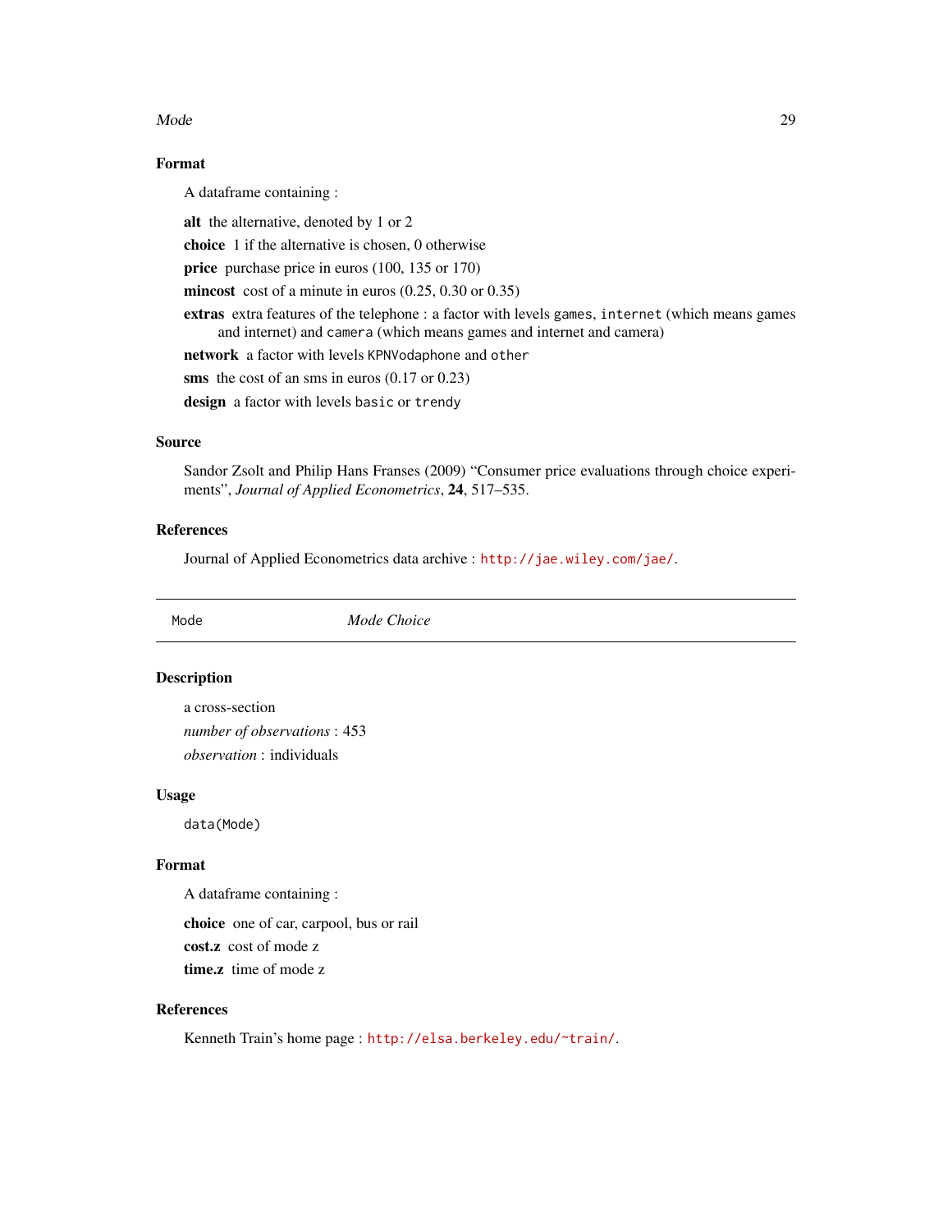### Format

A dataframe containing :

**alt** the alternative, denoted by 1 or 2

**choice** 1 if the alternative is chosen, 0 otherwise

**price** purchase price in euros (100, 135 or 170)

**mincost** cost of a minute in euros (0.25, 0.30 or 0.35)

**extras** extra features of the telephone : a factor with levels `games`, `internet` (which means games and internet) and `camera` (which means games and internet and camera)

**network** a factor with levels `KPNVodaphone` and `other`

**sms** the cost of an sms in euros (0.17 or 0.23)

**design** a factor with levels `basic` or `trendy`

### Source

Sandor Zsolt and Philip Hans Franses (2009) "Consumer price evaluations through choice experiments", *Journal of Applied Econometrics*, **24**, 517–535.

### References

Journal of Applied Econometrics data archive : http://jae.wiley.com/jae/.

---

## Mode *Mode Choice*

---

### Description

a cross-section

*number of observations* : 453

*observation* : individuals

### Usage

```
data(Mode)
```

### Format

A dataframe containing :

**choice** one of car, carpool, bus or rail

**cost.z** cost of mode z

**time.z** time of mode z

### References

Kenneth Train's home page : http://elsa.berkeley.edu/~train/.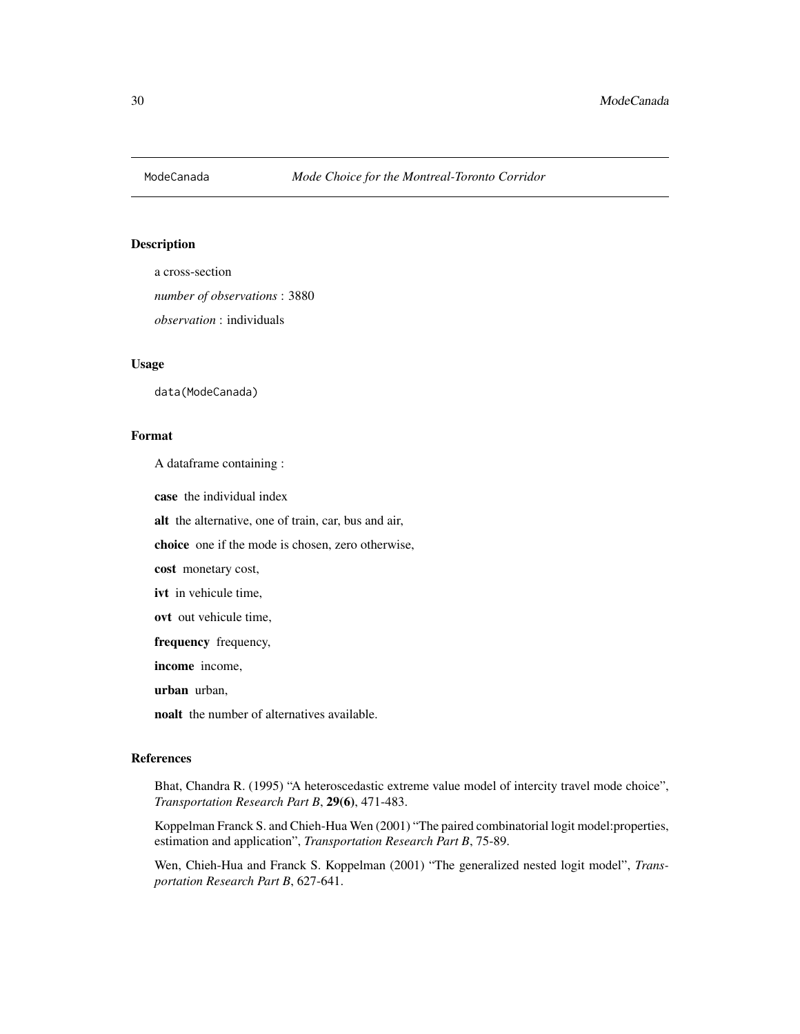ModeCanada *Mode Choice for the Montreal-Toronto Corridor*

## Description

a cross-section

*number of observations* : 3880

*observation* : individuals

## Usage

```
data(ModeCanada)
```

## Format

A dataframe containing :

**case** the individual index

**alt** the alternative, one of train, car, bus and air,

**choice** one if the mode is chosen, zero otherwise,

**cost** monetary cost,

**ivt** in vehicule time,

**ovt** out vehicule time,

**frequency** frequency,

**income** income,

**urban** urban,

**noalt** the number of alternatives available.

## References

Bhat, Chandra R. (1995) "A heteroscedastic extreme value model of intercity travel mode choice", *Transportation Research Part B*, **29(6)**, 471-483.

Koppelman Franck S. and Chieh-Hua Wen (2001) "The paired combinatorial logit model:properties, estimation and application", *Transportation Research Part B*, 75-89.

Wen, Chieh-Hua and Franck S. Koppelman (2001) "The generalized nested logit model", *Transportation Research Part B*, 627-641.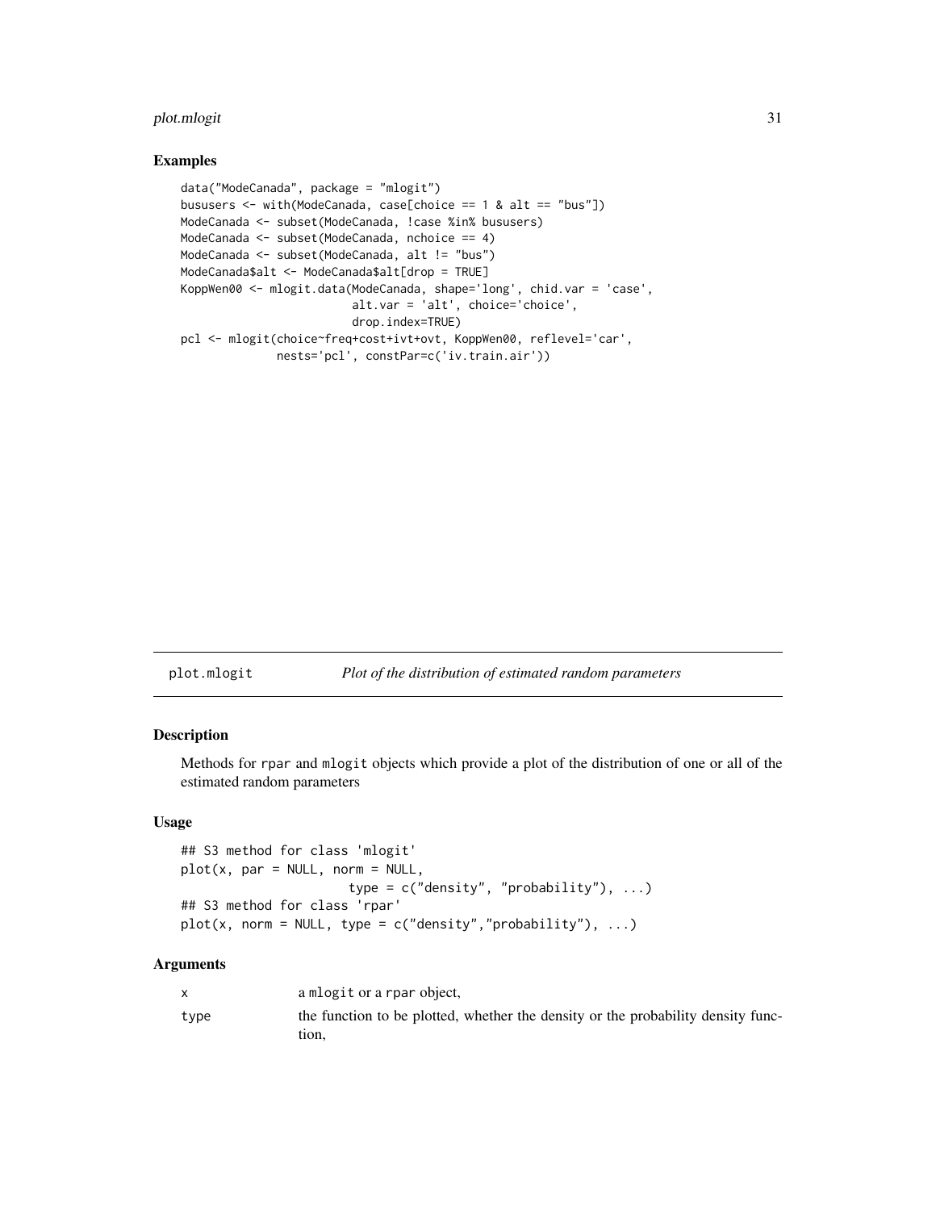## Examples

```
data("ModeCanada", package = "mlogit")
bususers <- with(ModeCanada, case[choice == 1 & alt == "bus"])
ModeCanada <- subset(ModeCanada, !case %in% bususers)
ModeCanada <- subset(ModeCanada, nchoice == 4)
ModeCanada <- subset(ModeCanada, alt != "bus")
ModeCanada$alt <- ModeCanada$alt[drop = TRUE]
KoppWen00 <- mlogit.data(ModeCanada, shape='long', chid.var = 'case',
                         alt.var = 'alt', choice='choice',
                         drop.index=TRUE)
pcl <- mlogit(choice~freq+cost+ivt+ovt, KoppWen00, reflevel='car',
              nests='pcl', constPar=c('iv.train.air'))
```

# plot.mlogit *Plot of the distribution of estimated random parameters*

## Description

Methods for rpar and mlogit objects which provide a plot of the distribution of one or all of the estimated random parameters

## Usage

```
## S3 method for class 'mlogit'
plot(x, par = NULL, norm = NULL,
                     type = c("density", "probability"), ...)
## S3 method for class 'rpar'
plot(x, norm = NULL, type = c("density","probability"), ...)
```

## Arguments

| | |
|---|---|
| x | a mlogit or a rpar object, |
| type | the function to be plotted, whether the density or the probability density function, |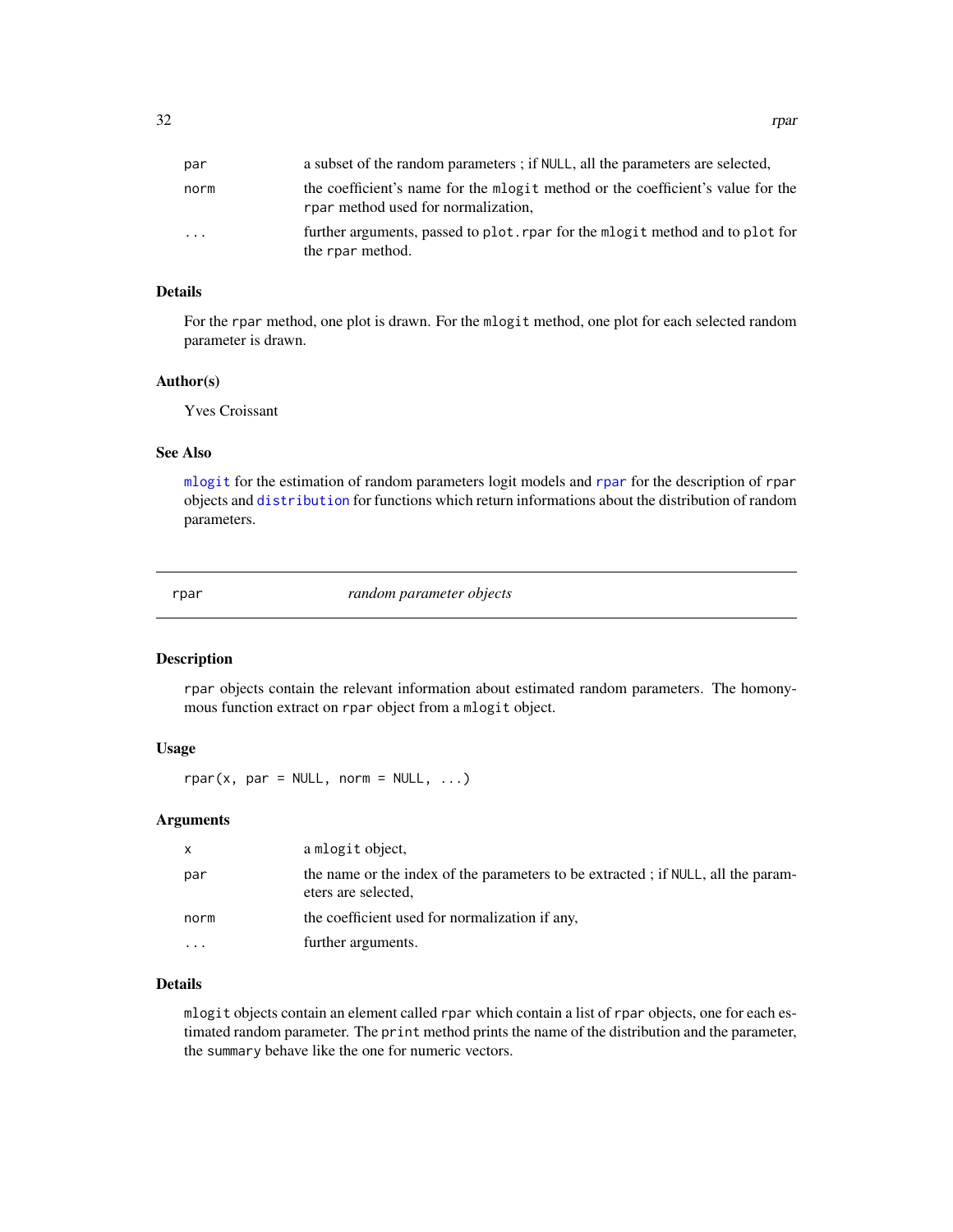| | |
|---|---|
| par | a subset of the random parameters ; if NULL, all the parameters are selected, |
| norm | the coefficient's name for the mlogit method or the coefficient's value for the rpar method used for normalization, |
| ... | further arguments, passed to plot.rpar for the mlogit method and to plot for the rpar method. |

### Details

For the rpar method, one plot is drawn. For the mlogit method, one plot for each selected random parameter is drawn.

### Author(s)

Yves Croissant

### See Also

mlogit for the estimation of random parameters logit models and rpar for the description of rpar objects and distribution for functions which return informations about the distribution of random parameters.

---

## rpar — *random parameter objects*

---

### Description

rpar objects contain the relevant information about estimated random parameters. The homonymous function extract on rpar object from a mlogit object.

### Usage

```
rpar(x, par = NULL, norm = NULL, ...)
```

### Arguments

| | |
|---|---|
| x | a mlogit object, |
| par | the name or the index of the parameters to be extracted ; if NULL, all the parameters are selected, |
| norm | the coefficient used for normalization if any, |
| ... | further arguments. |

### Details

mlogit objects contain an element called rpar which contain a list of rpar objects, one for each estimated random parameter. The print method prints the name of the distribution and the parameter, the summary behave like the one for numeric vectors.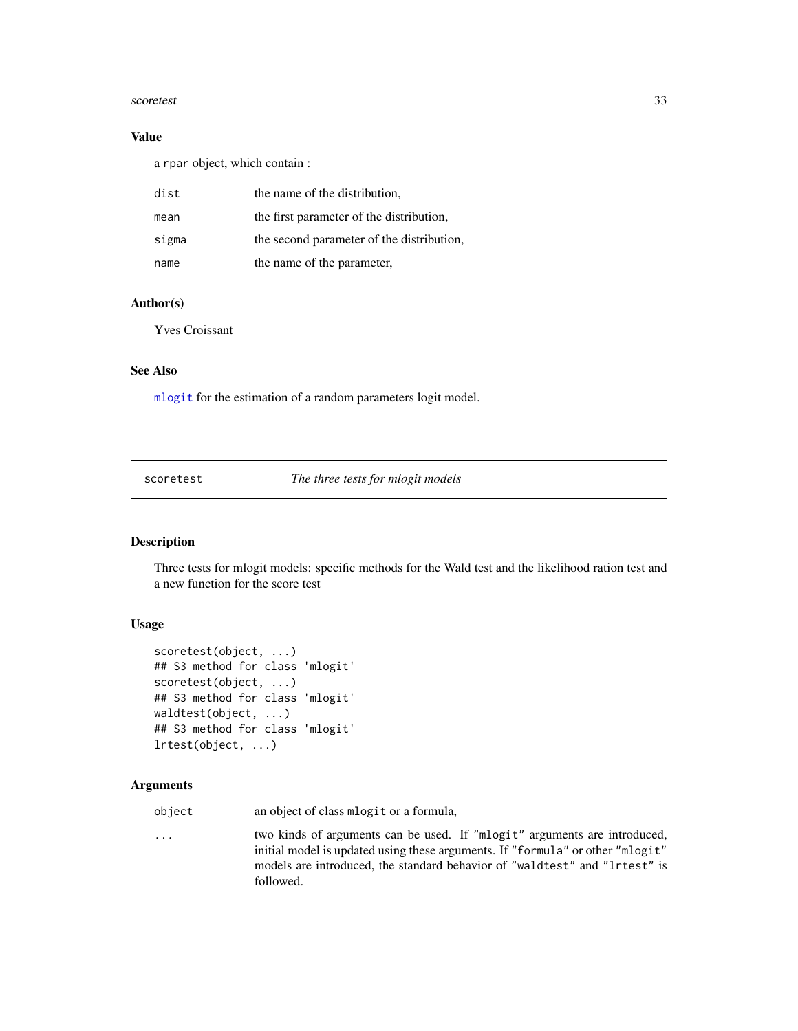### Value

a rpar object, which contain :

| | |
|---|---|
| dist | the name of the distribution, |
| mean | the first parameter of the distribution, |
| sigma | the second parameter of the distribution, |
| name | the name of the parameter, |

### Author(s)

Yves Croissant

### See Also

mlogit for the estimation of a random parameters logit model.

---

## scoretest *The three tests for mlogit models*

---

### Description

Three tests for mlogit models: specific methods for the Wald test and the likelihood ration test and a new function for the score test

### Usage

```
scoretest(object, ...)
## S3 method for class 'mlogit'
scoretest(object, ...)
## S3 method for class 'mlogit'
waldtest(object, ...)
## S3 method for class 'mlogit'
lrtest(object, ...)
```

### Arguments

| | |
|---|---|
| object | an object of class mlogit or a formula, |
| ... | two kinds of arguments can be used. If "mlogit" arguments are introduced, initial model is updated using these arguments. If "formula" or other "mlogit" models are introduced, the standard behavior of "waldtest" and "lrtest" is followed. |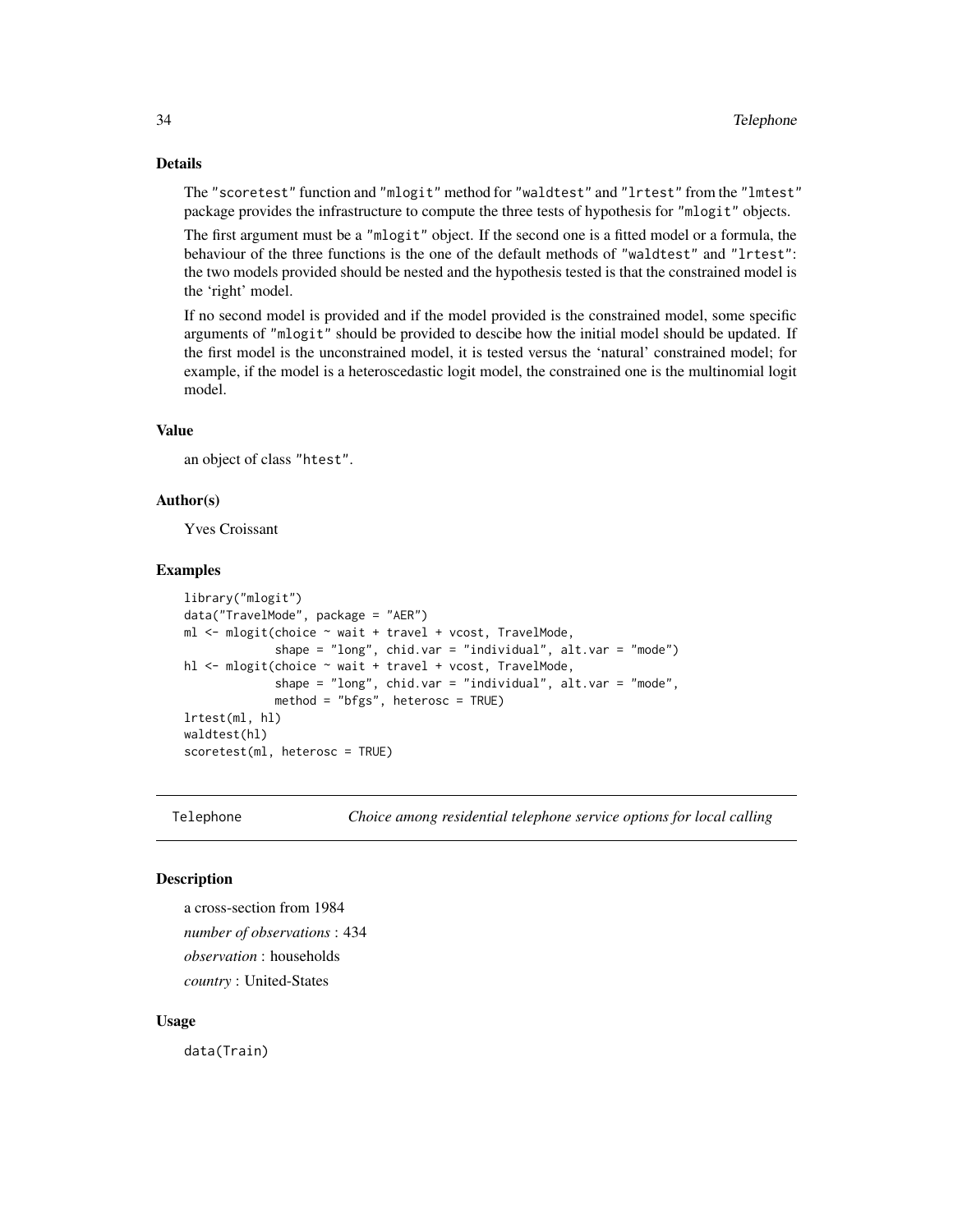### Details

The "scoretest" function and "mlogit" method for "waldtest" and "lrtest" from the "lmtest" package provides the infrastructure to compute the three tests of hypothesis for "mlogit" objects.

The first argument must be a "mlogit" object. If the second one is a fitted model or a formula, the behaviour of the three functions is the one of the default methods of "waldtest" and "lrtest": the two models provided should be nested and the hypothesis tested is that the constrained model is the 'right' model.

If no second model is provided and if the model provided is the constrained model, some specific arguments of "mlogit" should be provided to descibe how the initial model should be updated. If the first model is the unconstrained model, it is tested versus the 'natural' constrained model; for example, if the model is a heteroscedastic logit model, the constrained one is the multinomial logit model.

### Value

an object of class "htest".

### Author(s)

Yves Croissant

### Examples

```
library("mlogit")
data("TravelMode", package = "AER")
ml <- mlogit(choice ~ wait + travel + vcost, TravelMode,
             shape = "long", chid.var = "individual", alt.var = "mode")
hl <- mlogit(choice ~ wait + travel + vcost, TravelMode,
             shape = "long", chid.var = "individual", alt.var = "mode",
             method = "bfgs", heterosc = TRUE)
lrtest(ml, hl)
waldtest(hl)
scoretest(ml, heterosc = TRUE)
```

---

## Telephone — *Choice among residential telephone service options for local calling*

### Description

a cross-section from 1984

*number of observations* : 434

*observation* : households

*country* : United-States

### Usage

```
data(Train)
```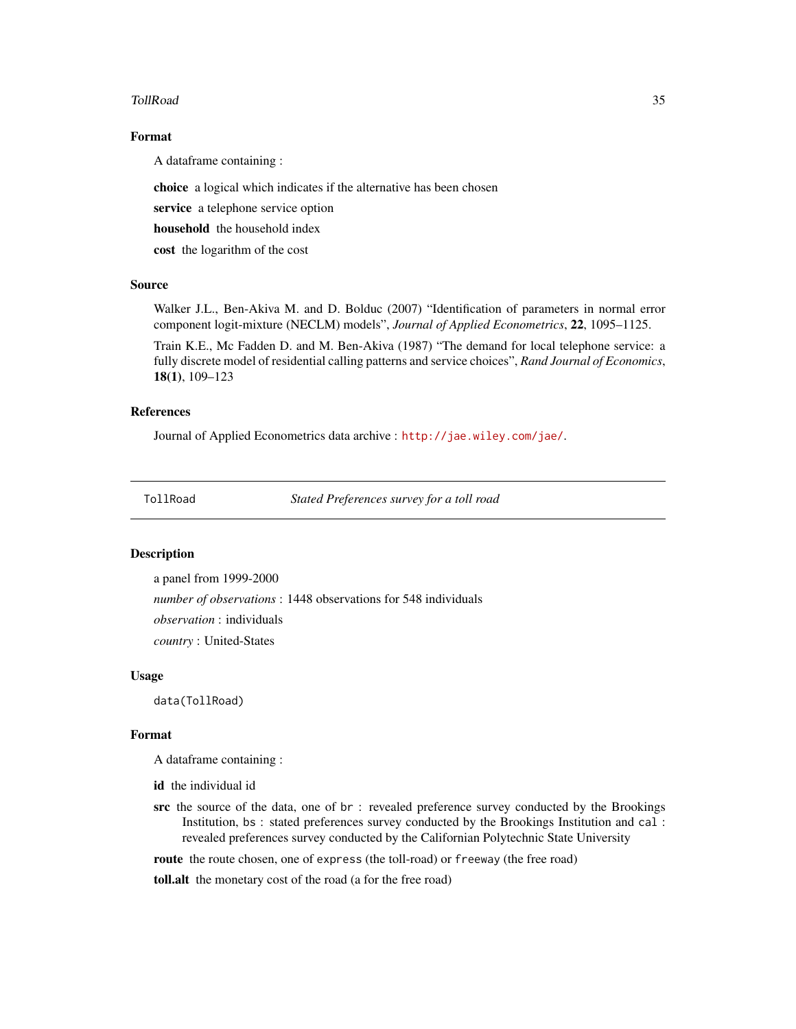### Format

A dataframe containing :

**choice** a logical which indicates if the alternative has been chosen

**service** a telephone service option

**household** the household index

**cost** the logarithm of the cost

### Source

Walker J.L., Ben-Akiva M. and D. Bolduc (2007) "Identification of parameters in normal error component logit-mixture (NECLM) models", *Journal of Applied Econometrics*, **22**, 1095–1125.

Train K.E., Mc Fadden D. and M. Ben-Akiva (1987) "The demand for local telephone service: a fully discrete model of residential calling patterns and service choices", *Rand Journal of Economics*, **18(1)**, 109–123

### References

Journal of Applied Econometrics data archive : http://jae.wiley.com/jae/.

---

## TollRoad — *Stated Preferences survey for a toll road*

---

### Description

a panel from 1999-2000

*number of observations* : 1448 observations for 548 individuals

*observation* : individuals

*country* : United-States

### Usage

```
data(TollRoad)
```

### Format

A dataframe containing :

**id** the individual id

**src** the source of the data, one of `br` : revealed preference survey conducted by the Brookings Institution, `bs` : stated preferences survey conducted by the Brookings Institution and `cal` : revealed preferences survey conducted by the Californian Polytechnic State University

**route** the route chosen, one of `express` (the toll-road) or `freeway` (the free road)

**toll.alt** the monetary cost of the road (a for the free road)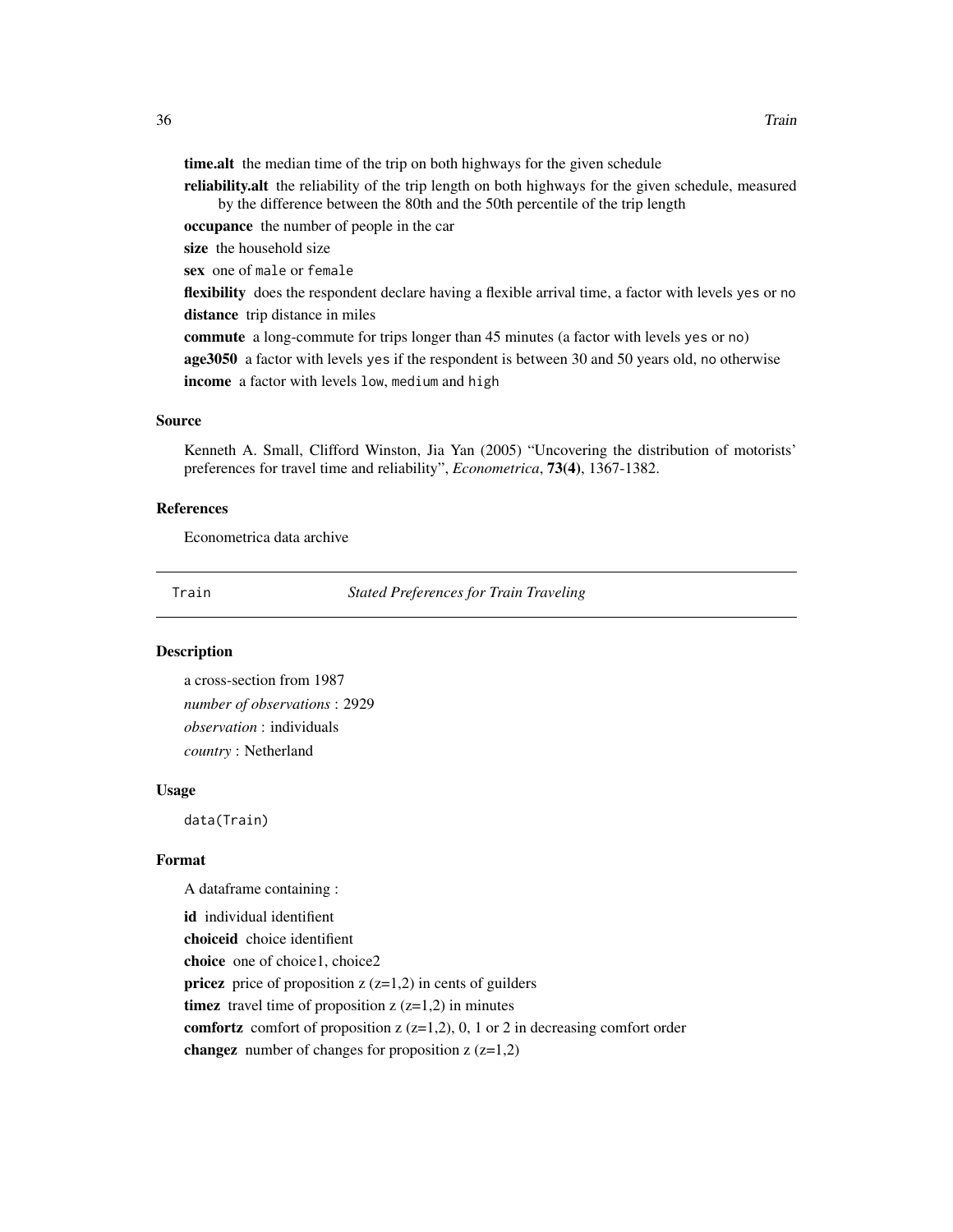**time.alt** the median time of the trip on both highways for the given schedule

**reliability.alt** the reliability of the trip length on both highways for the given schedule, measured by the difference between the 80th and the 50th percentile of the trip length

**occupance** the number of people in the car

**size** the household size

**sex** one of `male` or `female`

**flexibility** does the respondent declare having a flexible arrival time, a factor with levels `yes` or `no`

**distance** trip distance in miles

**commute** a long-commute for trips longer than 45 minutes (a factor with levels `yes` or `no`)

**age3050** a factor with levels `yes` if the respondent is between 30 and 50 years old, `no` otherwise

**income** a factor with levels `low`, `medium` and `high`

### Source

Kenneth A. Small, Clifford Winston, Jia Yan (2005) "Uncovering the distribution of motorists' preferences for travel time and reliability", *Econometrica*, **73(4)**, 1367-1382.

### References

Econometrica data archive

---

## Train — *Stated Preferences for Train Traveling*

### Description

a cross-section from 1987

*number of observations* : 2929

*observation* : individuals

*country* : Netherland

### Usage

```
data(Train)
```

### Format

A dataframe containing :

**id** individual identifient

**choiceid** choice identifient

**choice** one of choice1, choice2

**pricez** price of proposition z (z=1,2) in cents of guilders

**timez** travel time of proposition z (z=1,2) in minutes

**comfortz** comfort of proposition z (z=1,2), 0, 1 or 2 in decreasing comfort order

**changez** number of changes for proposition z (z=1,2)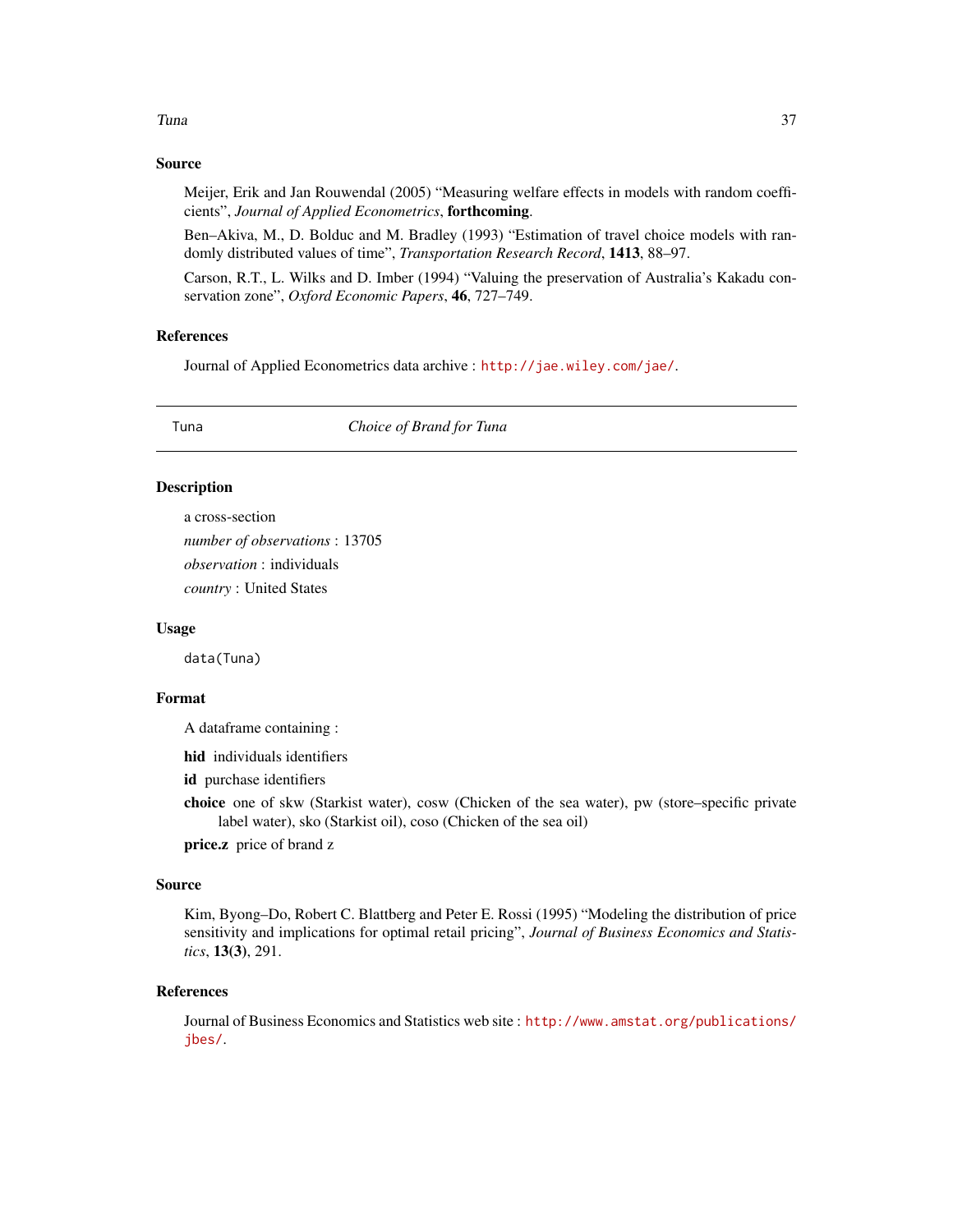## Source

Meijer, Erik and Jan Rouwendal (2005) "Measuring welfare effects in models with random coefficients", *Journal of Applied Econometrics*, **forthcoming**.

Ben–Akiva, M., D. Bolduc and M. Bradley (1993) "Estimation of travel choice models with randomly distributed values of time", *Transportation Research Record*, **1413**, 88–97.

Carson, R.T., L. Wilks and D. Imber (1994) "Valuing the preservation of Australia's Kakadu conservation zone", *Oxford Economic Papers*, **46**, 727–749.

## References

Journal of Applied Econometrics data archive : http://jae.wiley.com/jae/.

---

# Tuna — *Choice of Brand for Tuna*

## Description

a cross-section

*number of observations* : 13705

*observation* : individuals

*country* : United States

## Usage

```
data(Tuna)
```

## Format

A dataframe containing :

**hid** individuals identifiers

**id** purchase identifiers

**choice** one of skw (Starkist water), cosw (Chicken of the sea water), pw (store–specific private label water), sko (Starkist oil), coso (Chicken of the sea oil)

**price.z** price of brand z

## Source

Kim, Byong–Do, Robert C. Blattberg and Peter E. Rossi (1995) "Modeling the distribution of price sensitivity and implications for optimal retail pricing", *Journal of Business Economics and Statistics*, **13(3)**, 291.

## References

Journal of Business Economics and Statistics web site : http://www.amstat.org/publications/jbes/.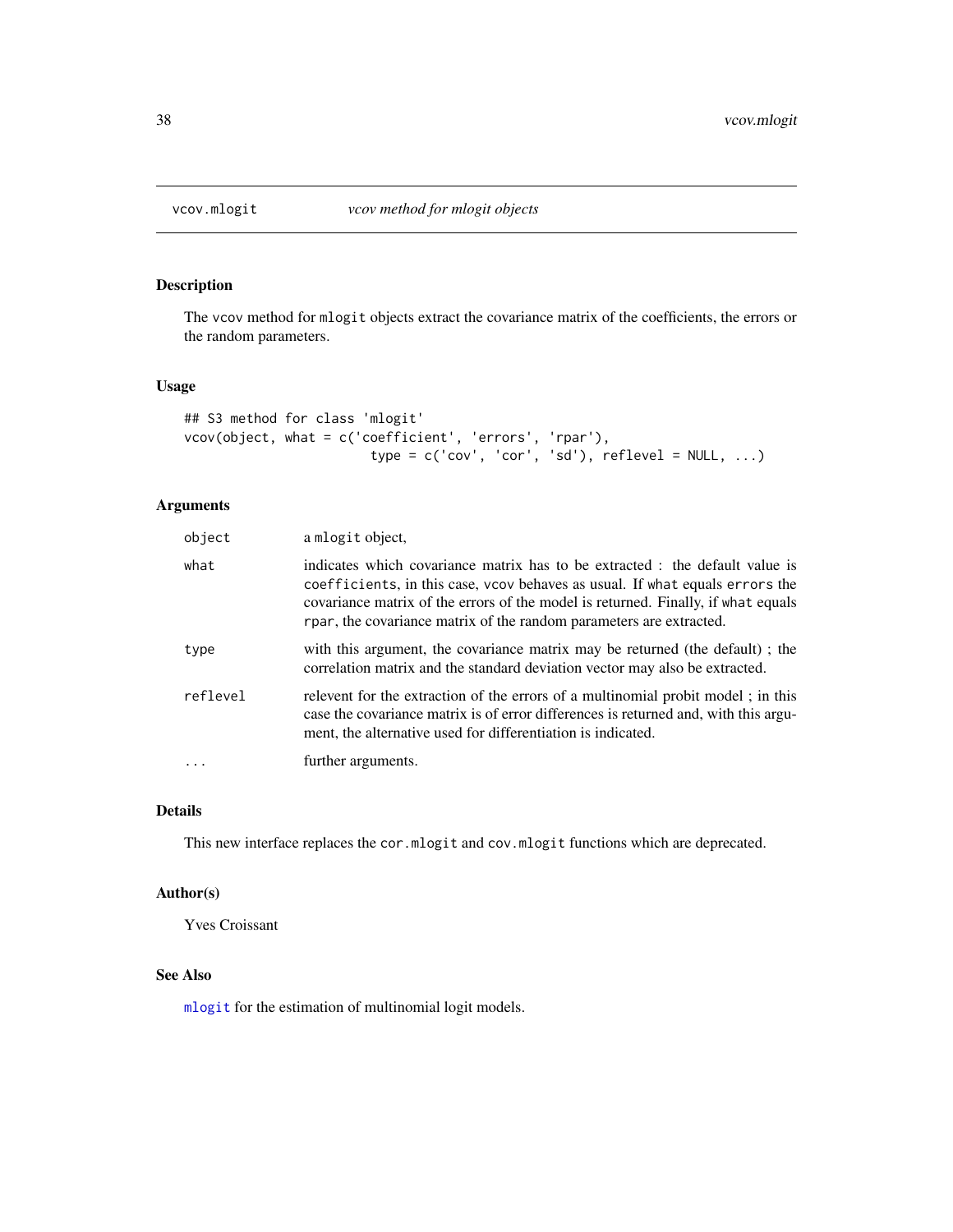## vcov.mlogit &nbsp;&nbsp;&nbsp;&nbsp;&nbsp; *vcov method for mlogit objects*

### Description

The vcov method for mlogit objects extract the covariance matrix of the coefficients, the errors or the random parameters.

### Usage

```
## S3 method for class 'mlogit'
vcov(object, what = c('coefficient', 'errors', 'rpar'),
                        type = c('cov', 'cor', 'sd'), reflevel = NULL, ...)
```

### Arguments

| | |
|---|---|
| object | a mlogit object, |
| what | indicates which covariance matrix has to be extracted : the default value is coefficients, in this case, vcov behaves as usual. If what equals errors the covariance matrix of the errors of the model is returned. Finally, if what equals rpar, the covariance matrix of the random parameters are extracted. |
| type | with this argument, the covariance matrix may be returned (the default) ; the correlation matrix and the standard deviation vector may also be extracted. |
| reflevel | relevent for the extraction of the errors of a multinomial probit model ; in this case the covariance matrix is of error differences is returned and, with this argument, the alternative used for differentiation is indicated. |
| ... | further arguments. |

### Details

This new interface replaces the cor.mlogit and cov.mlogit functions which are deprecated.

### Author(s)

Yves Croissant

### See Also

mlogit for the estimation of multinomial logit models.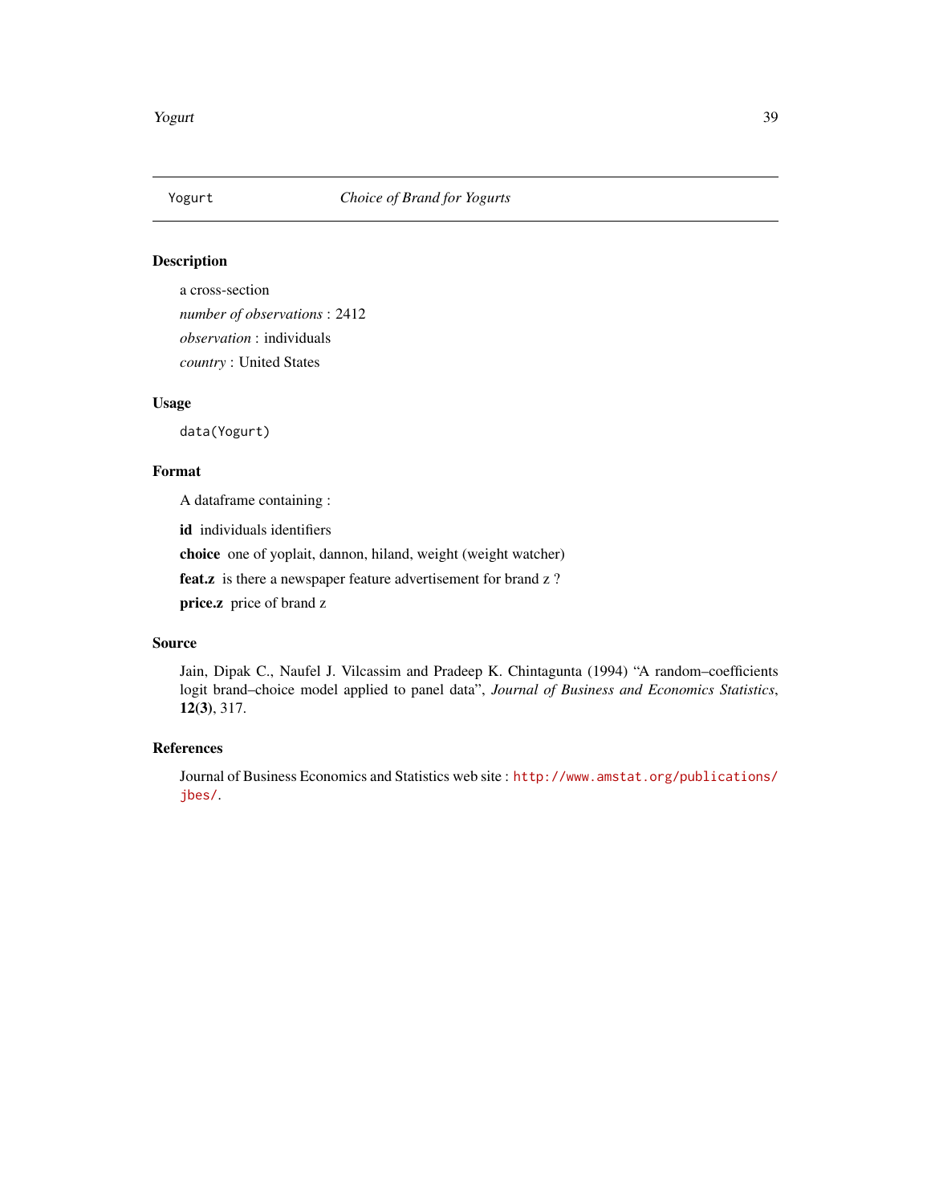Yogurt *Choice of Brand for Yogurts*

## Description

a cross-section

*number of observations* : 2412

*observation* : individuals

*country* : United States

## Usage

```
data(Yogurt)
```

## Format

A dataframe containing :

**id** individuals identifiers

**choice** one of yoplait, dannon, hiland, weight (weight watcher)

**feat.z** is there a newspaper feature advertisement for brand z ?

**price.z** price of brand z

## Source

Jain, Dipak C., Naufel J. Vilcassim and Pradeep K. Chintagunta (1994) "A random–coefficients logit brand–choice model applied to panel data", *Journal of Business and Economics Statistics*, **12(3)**, 317.

## References

Journal of Business Economics and Statistics web site : http://www.amstat.org/publications/jbes/.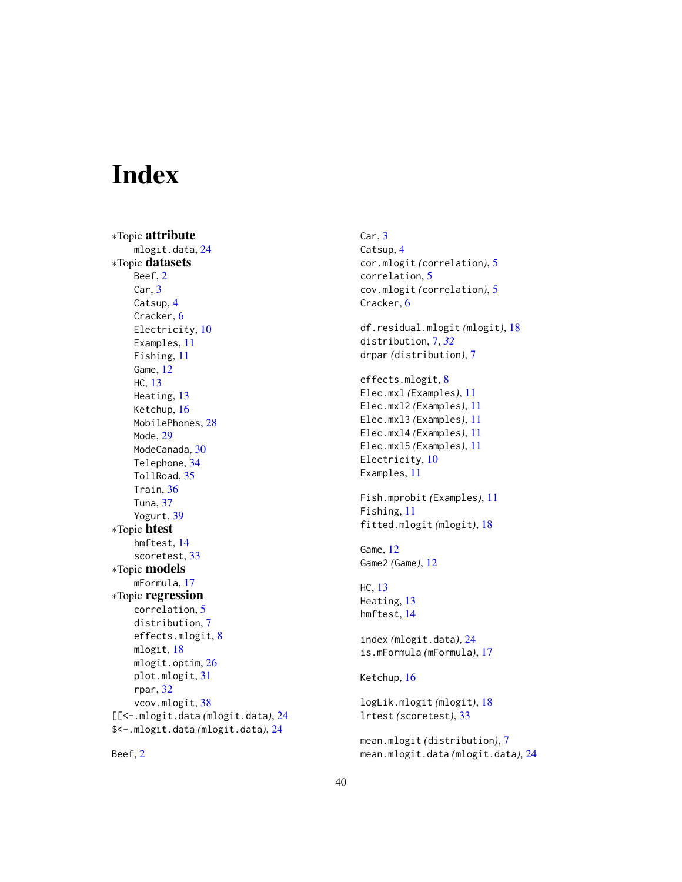# Index

∗Topic **attribute**
- mlogit.data, 24

∗Topic **datasets**
- Beef, 2
- Car, 3
- Catsup, 4
- Cracker, 6
- Electricity, 10
- Examples, 11
- Fishing, 11
- Game, 12
- HC, 13
- Heating, 13
- Ketchup, 16
- MobilePhones, 28
- Mode, 29
- ModeCanada, 30
- Telephone, 34
- TollRoad, 35
- Train, 36
- Tuna, 37
- Yogurt, 39

∗Topic **htest**
- hmftest, 14
- scoretest, 33

∗Topic **models**
- mFormula, 17

∗Topic **regression**
- correlation, 5
- distribution, 7
- effects.mlogit, 8
- mlogit, 18
- mlogit.optim, 26
- plot.mlogit, 31
- rpar, 32
- vcov.mlogit, 38

[[<-.mlogit.data *(mlogit.data)*, 24
$<-.mlogit.data *(mlogit.data)*, 24

Beef, 2

Car, 3
Catsup, 4
cor.mlogit *(correlation)*, 5
correlation, 5
cov.mlogit *(correlation)*, 5
Cracker, 6

df.residual.mlogit *(mlogit)*, 18
distribution, 7, *32*
drpar *(distribution)*, 7

effects.mlogit, 8
Elec.mxl *(Examples)*, 11
Elec.mxl2 *(Examples)*, 11
Elec.mxl3 *(Examples)*, 11
Elec.mxl4 *(Examples)*, 11
Elec.mxl5 *(Examples)*, 11
Electricity, 10
Examples, 11

Fish.mprobit *(Examples)*, 11
Fishing, 11
fitted.mlogit *(mlogit)*, 18

Game, 12
Game2 *(Game)*, 12

HC, 13
Heating, 13
hmftest, 14

index *(mlogit.data)*, 24
is.mFormula *(mFormula)*, 17

Ketchup, 16

logLik.mlogit *(mlogit)*, 18
lrtest *(scoretest)*, 33

mean.mlogit *(distribution)*, 7
mean.mlogit.data *(mlogit.data)*, 24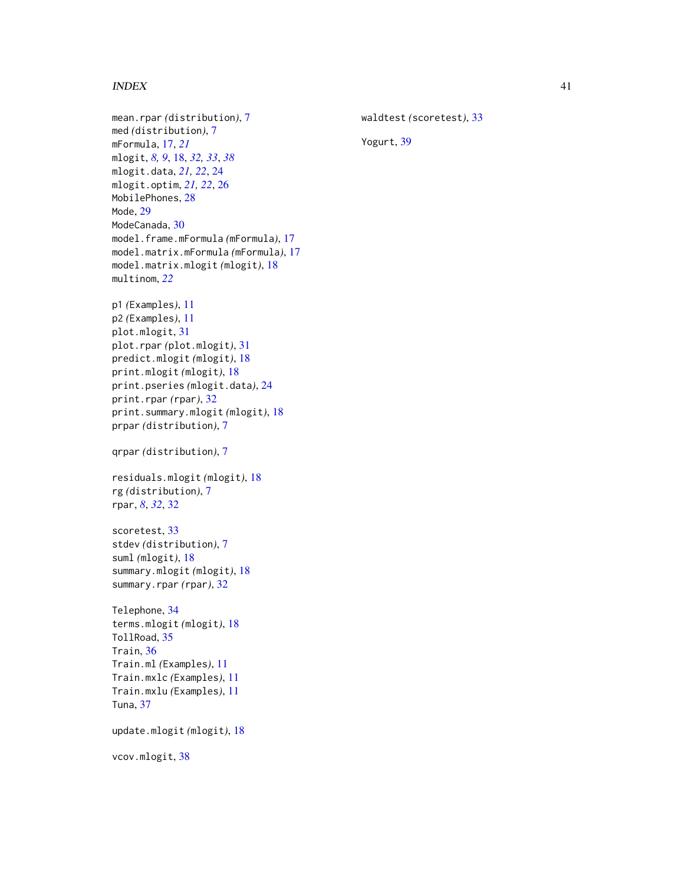mean.rpar (distribution), 7
med (distribution), 7
mFormula, 17, *21*
mlogit, *8, 9*, 18, *32, 33*, *38*
mlogit.data, *21, 22*, 24
mlogit.optim, *21, 22*, 26
MobilePhones, 28
Mode, 29
ModeCanada, 30
model.frame.mFormula (mFormula), 17
model.matrix.mFormula (mFormula), 17
model.matrix.mlogit (mlogit), 18
multinom, *22*

p1 (Examples), 11
p2 (Examples), 11
plot.mlogit, 31
plot.rpar (plot.mlogit), 31
predict.mlogit (mlogit), 18
print.mlogit (mlogit), 18
print.pseries (mlogit.data), 24
print.rpar (rpar), 32
print.summary.mlogit (mlogit), 18
prpar (distribution), 7

qrpar (distribution), 7

residuals.mlogit (mlogit), 18
rg (distribution), 7
rpar, *8*, *32*, 32

scoretest, 33
stdev (distribution), 7
suml (mlogit), 18
summary.mlogit (mlogit), 18
summary.rpar (rpar), 32

Telephone, 34
terms.mlogit (mlogit), 18
TollRoad, 35
Train, 36
Train.ml (Examples), 11
Train.mxlc (Examples), 11
Train.mxlu (Examples), 11
Tuna, 37

update.mlogit (mlogit), 18

vcov.mlogit, 38

waldtest (scoretest), 33

Yogurt, 39